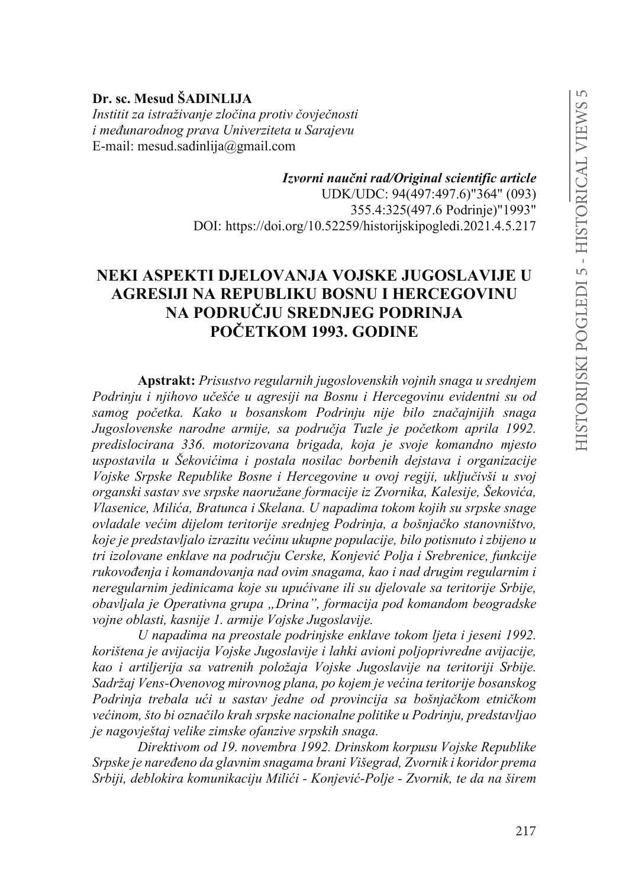**Dr. sc. Mesud ŠADINLIJA**
*Institit za istraživanje zločina protiv čovječnosti i međunarodnog prava Univerziteta u Sarajevu*
E-mail: mesud.sadinlija@gmail.com

***Izvorni naučni rad/Original scientific article***
UDK/UDC: 94(497:497.6)"364" (093)
355.4:325(497.6 Podrinje)"1993"
DOI: https://doi.org/10.52259/historijskipogledi.2021.4.5.217

# NEKI ASPEKTI DJELOVANJA VOJSKE JUGOSLAVIJE U AGRESIJI NA REPUBLIKU BOSNU I HERCEGOVINU NA PODRUČJU SREDNJEG PODRINJA POČETKOM 1993. GODINE

**Apstrakt:** *Prisustvo regularnih jugoslovenskih vojnih snaga u srednjem Podrinju i njihovo učešće u agresiji na Bosnu i Hercegovinu evidentni su od samog početka. Kako u bosanskom Podrinju nije bilo značajnijih snaga Jugoslovenske narodne armije, sa područja Tuzle je početkom aprila 1992. predislocirana 336. motorizovana brigada, koja je svoje komandno mjesto uspostavila u Šekovićima i postala nosilac borbenih dejstava i organizacije Vojske Srpske Republike Bosne i Hercegovine u ovoj regiji, uključivši u svoj organski sastav sve srpske naoružane formacije iz Zvornika, Kalesije, Šekovića, Vlasenice, Milića, Bratunca i Skelana. U napadima tokom kojih su srpske snage ovladale većim dijelom teritorije srednjeg Podrinja, a bošnjačko stanovništvo, koje je predstavljalo izrazitu većinu ukupne populacije, bilo potisnuto i zbijeno u tri izolovane enklave na području Cerske, Konjević Polja i Srebrenice, funkcije rukovođenja i komandovanja nad ovim snagama, kao i nad drugim regularnim i neregularnim jedinicama koje su upućivane ili su djelovale sa teritorije Srbije, obavljala je Operativna grupa „Drina", formacija pod komandom beogradske vojne oblasti, kasnije 1. armije Vojske Jugoslavije.*

*U napadima na preostale podrinjske enklave tokom ljeta i jeseni 1992. korištena je avijacija Vojske Jugoslavije i lahki avioni poljoprivredne avijacije, kao i artiljerija sa vatrenih položaja Vojske Jugoslavije na teritoriji Srbije. Sadržaj Vens-Ovenovog mirovnog plana, po kojem je većina teritorije bosanskog Podrinja trebala ući u sastav jedne od provincija sa bošnjačkom etničkom većinom, što bi označilo krah srpske nacionalne politike u Podrinju, predstavljao je nagovještaj velike zimske ofanzive srpskih snaga.*

*Direktivom od 19. novembra 1992. Drinskom korpusu Vojske Republike Srpske je naređeno da glavnim snagama brani Višegrad, Zvornik i koridor prema Srbiji, deblokira komunikaciju Milići - Konjević-Polje - Zvornik, te da na širem*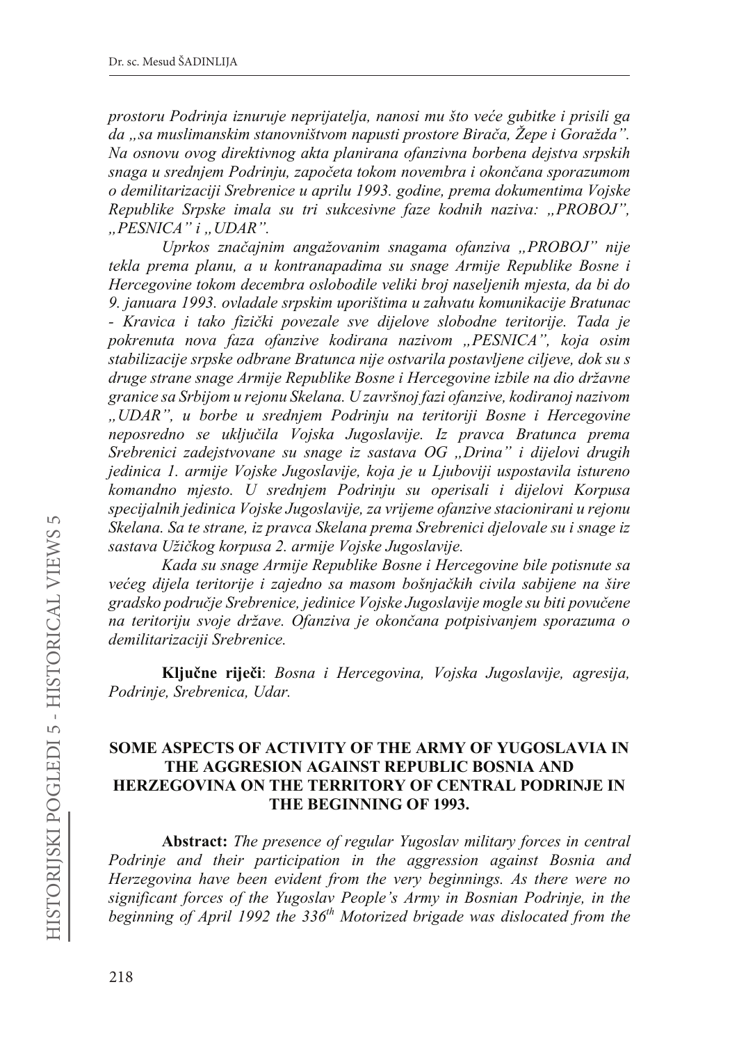*prostoru Podrinja iznuruje neprijatelja, nanosi mu što veće gubitke i prisili ga da „sa muslimanskim stanovništvom napusti prostore Birača, Žepe i Goražda". Na osnovu ovog direktivnog akta planirana ofanzivna borbena dejstva srpskih snaga u srednjem Podrinju, započeta tokom novembra i okončana sporazumom o demilitarizaciji Srebrenice u aprilu 1993. godine, prema dokumentima Vojske Republike Srpske imala su tri sukcesivne faze kodnih naziva: „PROBOJ", „PESNICA" i „UDAR".*

*Uprkos značajnim angažovanim snagama ofanziva „PROBOJ" nije tekla prema planu, a u kontranapadima su snage Armije Republike Bosne i Hercegovine tokom decembra oslobodile veliki broj naseljenih mjesta, da bi do 9. januara 1993. ovladale srpskim uporištima u zahvatu komunikacije Bratunac - Kravica i tako fizički povezale sve dijelove slobodne teritorije. Tada je pokrenuta nova faza ofanzive kodirana nazivom „PESNICA", koja osim stabilizacije srpske odbrane Bratunca nije ostvarila postavljene ciljeve, dok su s druge strane snage Armije Republike Bosne i Hercegovine izbile na dio državne granice sa Srbijom u rejonu Skelana. U završnoj fazi ofanzive, kodiranoj nazivom „UDAR", u borbe u srednjem Podrinju na teritoriji Bosne i Hercegovine neposredno se uključila Vojska Jugoslavije. Iz pravca Bratunca prema Srebrenici zadejstvovane su snage iz sastava OG „Drina" i dijelovi drugih jedinica 1. armije Vojske Jugoslavije, koja je u Ljuboviji uspostavila istureno komandno mjesto. U srednjem Podrinju su operisali i dijelovi Korpusa specijalnih jedinica Vojske Jugoslavije, za vrijeme ofanzive stacionirani u rejonu Skelana. Sa te strane, iz pravca Skelana prema Srebrenici djelovale su i snage iz sastava Užičkog korpusa 2. armije Vojske Jugoslavije.*

*Kada su snage Armije Republike Bosne i Hercegovine bile potisnute sa većeg dijela teritorije i zajedno sa masom bošnjačkih civila sabijene na šire gradsko područje Srebrenice, jedinice Vojske Jugoslavije mogle su biti povučene na teritoriju svoje države. Ofanziva je okončana potpisivanjem sporazuma o demilitarizaciji Srebrenice.*

**Ključne riječi**: *Bosna i Hercegovina, Vojska Jugoslavije, agresija, Podrinje, Srebrenica, Udar.*

## SOME ASPECTS OF ACTIVITY OF THE ARMY OF YUGOSLAVIA IN THE AGGRESION AGAINST REPUBLIC BOSNIA AND HERZEGOVINA ON THE TERRITORY OF CENTRAL PODRINJE IN THE BEGINNING OF 1993.

**Abstract:** *The presence of regular Yugoslav military forces in central Podrinje and their participation in the aggression against Bosnia and Herzegovina have been evident from the very beginnings. As there were no significant forces of the Yugoslav People's Army in Bosnian Podrinje, in the beginning of April 1992 the 336th Motorized brigade was dislocated from the*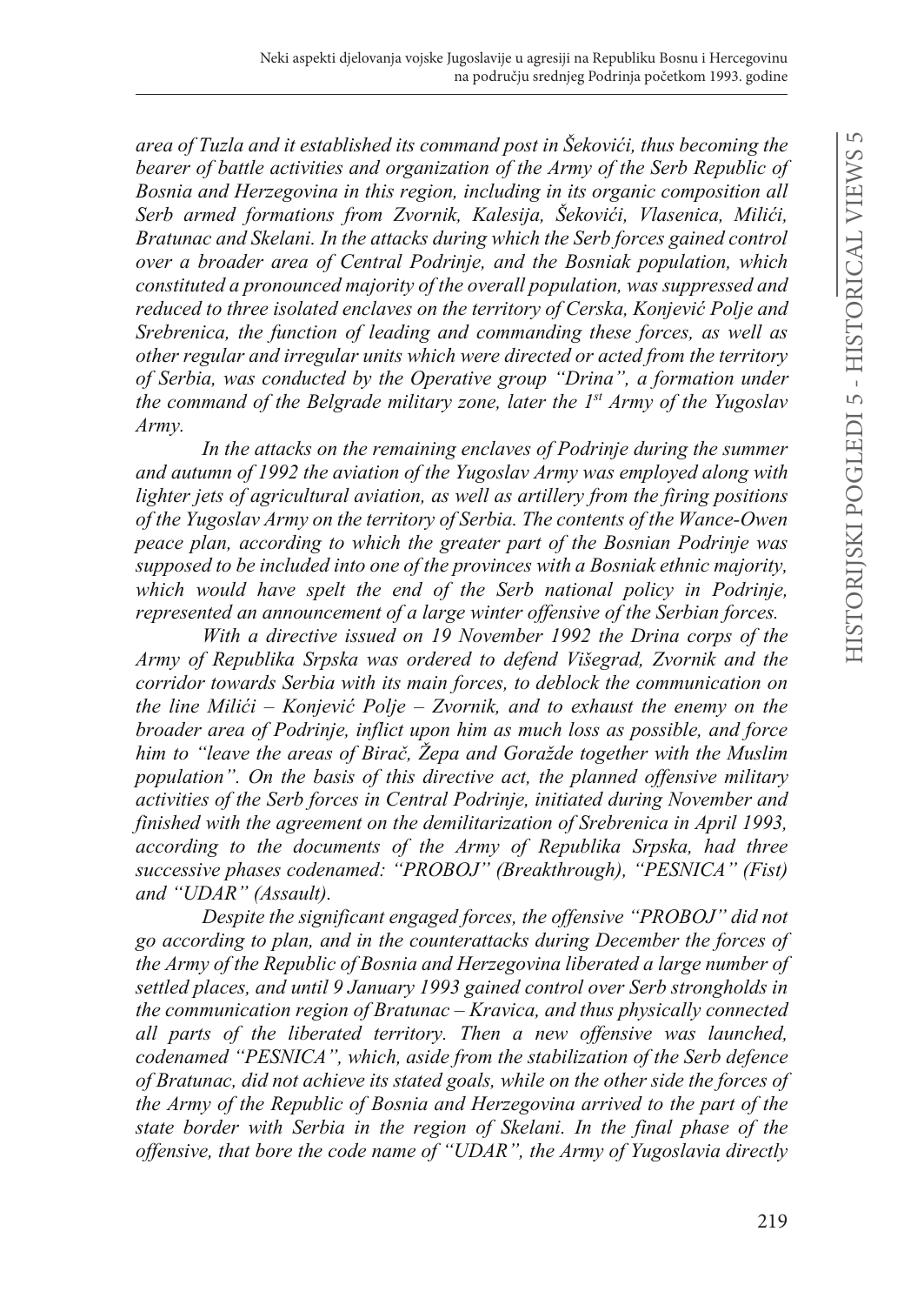*area of Tuzla and it established its command post in Šekovići, thus becoming the bearer of battle activities and organization of the Army of the Serb Republic of Bosnia and Herzegovina in this region, including in its organic composition all Serb armed formations from Zvornik, Kalesija, Šekovići, Vlasenica, Milići, Bratunac and Skelani. In the attacks during which the Serb forces gained control over a broader area of Central Podrinje, and the Bosniak population, which constituted a pronounced majority of the overall population, was suppressed and reduced to three isolated enclaves on the territory of Cerska, Konjević Polje and Srebrenica, the function of leading and commanding these forces, as well as other regular and irregular units which were directed or acted from the territory of Serbia, was conducted by the Operative group "Drina", a formation under the command of the Belgrade military zone, later the 1st Army of the Yugoslav Army.*

*In the attacks on the remaining enclaves of Podrinje during the summer and autumn of 1992 the aviation of the Yugoslav Army was employed along with lighter jets of agricultural aviation, as well as artillery from the firing positions of the Yugoslav Army on the territory of Serbia. The contents of the Wance-Owen peace plan, according to which the greater part of the Bosnian Podrinje was supposed to be included into one of the provinces with a Bosniak ethnic majority, which would have spelt the end of the Serb national policy in Podrinje, represented an announcement of a large winter offensive of the Serbian forces.*

*With a directive issued on 19 November 1992 the Drina corps of the Army of Republika Srpska was ordered to defend Višegrad, Zvornik and the corridor towards Serbia with its main forces, to deblock the communication on the line Milići – Konjević Polje – Zvornik, and to exhaust the enemy on the broader area of Podrinje, inflict upon him as much loss as possible, and force him to "leave the areas of Birač, Žepa and Goražde together with the Muslim population". On the basis of this directive act, the planned offensive military activities of the Serb forces in Central Podrinje, initiated during November and finished with the agreement on the demilitarization of Srebrenica in April 1993, according to the documents of the Army of Republika Srpska, had three successive phases codenamed: "PROBOJ" (Breakthrough), "PESNICA" (Fist) and "UDAR" (Assault).*

*Despite the significant engaged forces, the offensive "PROBOJ" did not go according to plan, and in the counterattacks during December the forces of the Army of the Republic of Bosnia and Herzegovina liberated a large number of settled places, and until 9 January 1993 gained control over Serb strongholds in the communication region of Bratunac – Kravica, and thus physically connected all parts of the liberated territory. Then a new offensive was launched, codenamed "PESNICA", which, aside from the stabilization of the Serb defence of Bratunac, did not achieve its stated goals, while on the other side the forces of the Army of the Republic of Bosnia and Herzegovina arrived to the part of the state border with Serbia in the region of Skelani. In the final phase of the offensive, that bore the code name of "UDAR", the Army of Yugoslavia directly*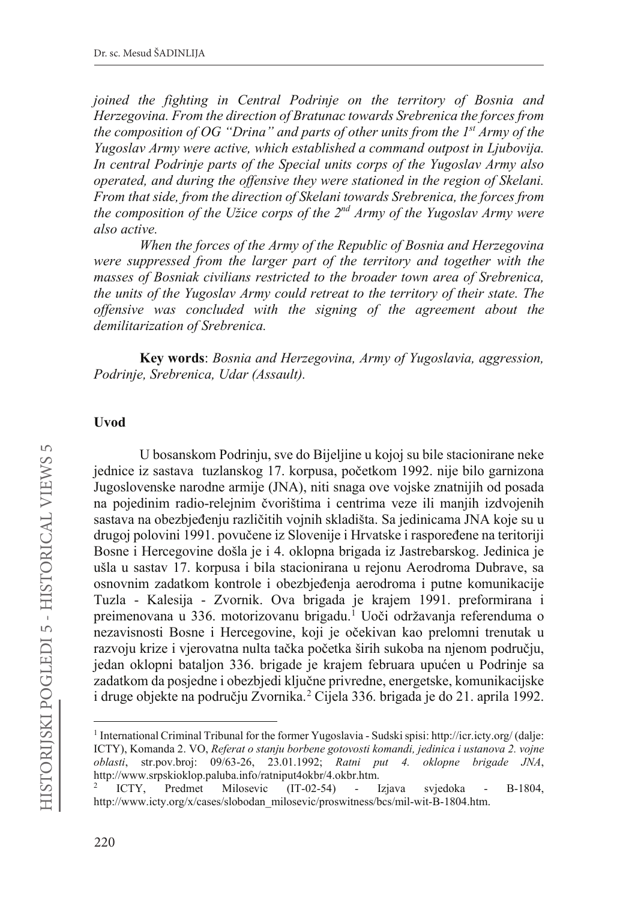*joined the fighting in Central Podrinje on the territory of Bosnia and Herzegovina. From the direction of Bratunac towards Srebrenica the forces from the composition of OG "Drina" and parts of other units from the 1st Army of the Yugoslav Army were active, which established a command outpost in Ljubovija. In central Podrinje parts of the Special units corps of the Yugoslav Army also operated, and during the offensive they were stationed in the region of Skelani. From that side, from the direction of Skelani towards Srebrenica, the forces from the composition of the Užice corps of the 2nd Army of the Yugoslav Army were also active.*

*When the forces of the Army of the Republic of Bosnia and Herzegovina were suppressed from the larger part of the territory and together with the masses of Bosniak civilians restricted to the broader town area of Srebrenica, the units of the Yugoslav Army could retreat to the territory of their state. The offensive was concluded with the signing of the agreement about the demilitarization of Srebrenica.*

**Key words**: *Bosnia and Herzegovina, Army of Yugoslavia, aggression, Podrinje, Srebrenica, Udar (Assault).*

## Uvod

U bosanskom Podrinju, sve do Bijeljine u kojoj su bile stacionirane neke jednice iz sastava tuzlanskog 17. korpusa, početkom 1992. nije bilo garnizona Jugoslovenske narodne armije (JNA), niti snaga ove vojske znatnijih od posada na pojedinim radio-relejnim čvorištima i centrima veze ili manjih izdvojenih sastava na obezbjeđenju različitih vojnih skladišta. Sa jedinicama JNA koje su u drugoj polovini 1991. povučene iz Slovenije i Hrvatske i raspoređene na teritoriji Bosne i Hercegovine došla je i 4. oklopna brigada iz Jastrebarskog. Jedinica je ušla u sastav 17. korpusa i bila stacionirana u rejonu Aerodroma Dubrave, sa osnovnim zadatkom kontrole i obezbjeđenja aerodroma i putne komunikacije Tuzla - Kalesija - Zvornik. Ova brigada je krajem 1991. preformirana i preimenovana u 336. motorizovanu brigadu.[1] Uoči održavanja referenduma o nezavisnosti Bosne i Hercegovine, koji je očekivan kao prelomni trenutak u razvoju krize i vjerovatna nulta tačka početka širih sukoba na njenom području, jedan oklopni bataljon 336. brigade je krajem februara upućen u Podrinje sa zadatkom da posjedne i obezbjedi ključne privredne, energetske, komunikacijske i druge objekte na području Zvornika.[2] Cijela 336. brigada je do 21. aprila 1992.

---

[1] International Criminal Tribunal for the former Yugoslavia - Sudski spisi: http://icr.icty.org/ (dalje: ICTY), Komanda 2. VO, *Referat o stanju borbene gotovosti komandi, jedinica i ustanova 2. vojne oblasti*, str.pov.broj: 09/63-26, 23.01.1992; *Ratni put 4. oklopne brigade JNA*, http://www.srpskioklop.paluba.info/ratniput4okbr/4.okbr.htm.

[2] ICTY, Predmet Milosevic (IT-02-54) - Izjava svjedoka - B-1804, http://www.icty.org/x/cases/slobodan_milosevic/proswitness/bcs/mil-wit-B-1804.htm.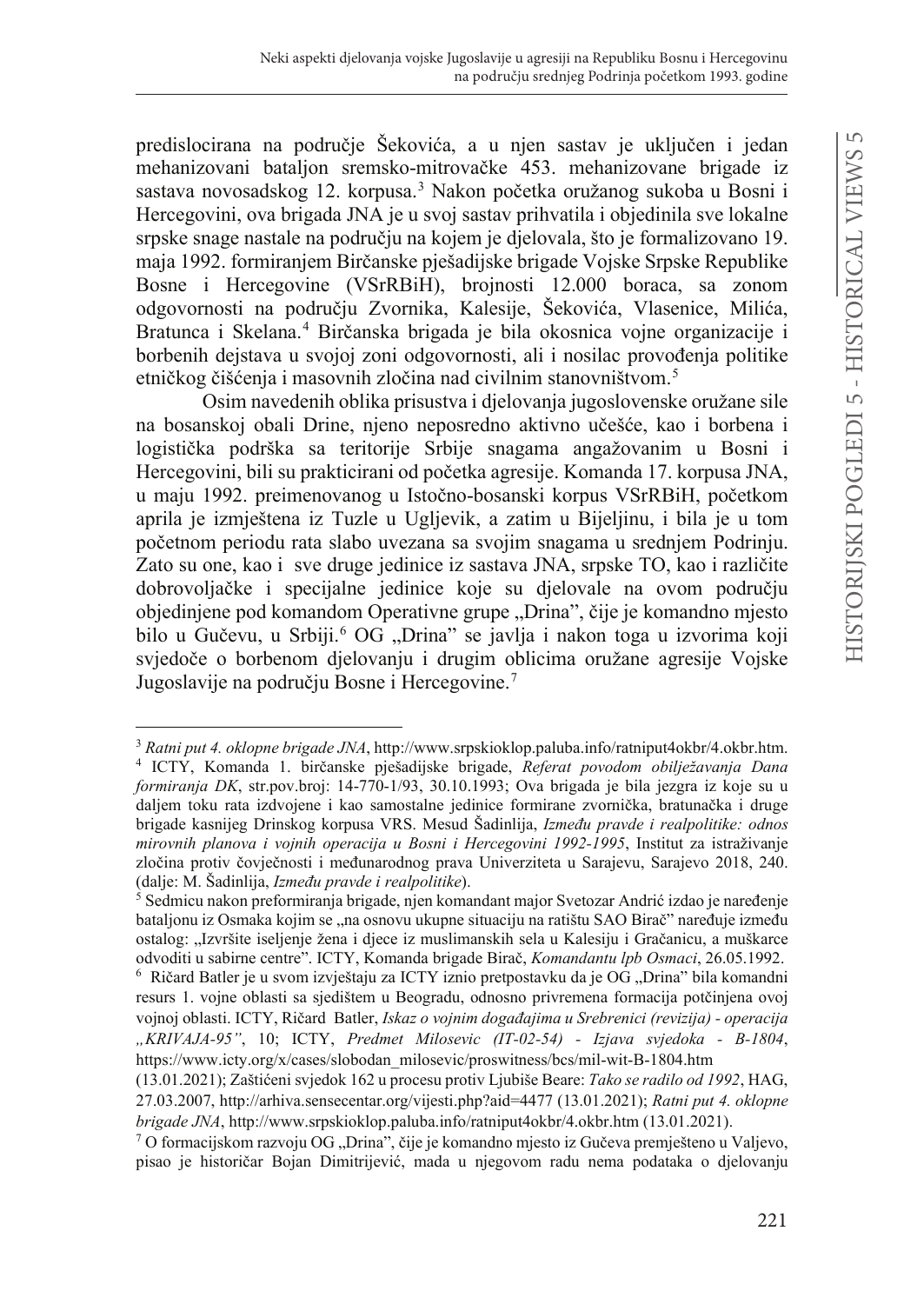predislocirana na područje Šekovića, a u njen sastav je uključen i jedan mehanizovani bataljon sremsko-mitrovačke 453. mehanizovane brigade iz sastava novosadskog 12. korpusa.[3] Nakon početka oružanog sukoba u Bosni i Hercegovini, ova brigada JNA je u svoj sastav prihvatila i objedinila sve lokalne srpske snage nastale na području na kojem je djelovala, što je formalizovano 19. maja 1992. formiranjem Birčanske pješadijske brigade Vojske Srpske Republike Bosne i Hercegovine (VSrRBiH), brojnosti 12.000 boraca, sa zonom odgovornosti na području Zvornika, Kalesije, Šekovića, Vlasenice, Milića, Bratunca i Skelana.[4] Birčanska brigada je bila okosnica vojne organizacije i borbenih dejstava u svojoj zoni odgovornosti, ali i nosilac provođenja politike etničkog čišćenja i masovnih zločina nad civilnim stanovništvom.[5]

Osim navedenih oblika prisustva i djelovanja jugoslovenske oružane sile na bosanskoj obali Drine, njeno neposredno aktivno učešće, kao i borbena i logistička podrška sa teritorije Srbije snagama angažovanim u Bosni i Hercegovini, bili su prakticirani od početka agresije. Komanda 17. korpusa JNA, u maju 1992. preimenovanog u Istočno-bosanski korpus VSrRBiH, početkom aprila je izmještena iz Tuzle u Ugljevik, a zatim u Bijeljinu, i bila je u tom početnom periodu rata slabo uvezana sa svojim snagama u srednjem Podrinju. Zato su one, kao i sve druge jedinice iz sastava JNA, srpske TO, kao i različite dobrovoljačke i specijalne jedinice koje su djelovale na ovom području objedinjene pod komandom Operativne grupe „Drina", čije je komandno mjesto bilo u Gučevu, u Srbiji.[6] OG „Drina" se javlja i nakon toga u izvorima koji svjedoče o borbenom djelovanju i drugim oblicima oružane agresije Vojske Jugoslavije na području Bosne i Hercegovine.[7]

---

[3] *Ratni put 4. oklopne brigade JNA*, http://www.srpskioklop.paluba.info/ratniput4okbr/4.okbr.htm.

[4] ICTY, Komanda 1. birčanske pješadijske brigade, *Referat povodom obilježavanja Dana formiranja DK*, str.pov.broj: 14-770-1/93, 30.10.1993; Ova brigada je bila jezgra iz koje su u daljem toku rata izdvojene i kao samostalne jedinice formirane zvornička, bratunačka i druge brigade kasnijeg Drinskog korpusa VRS. Mesud Šadinlija, *Između pravde i realpolitike: odnos mirovnih planova i vojnih operacija u Bosni i Hercegovini 1992-1995*, Institut za istraživanje zločina protiv čovječnosti i međunarodnog prava Univerziteta u Sarajevu, Sarajevo 2018, 240. (dalje: M. Šadinlija, *Između pravde i realpolitike*).

[5] Sedmicu nakon preformiranja brigade, njen komandant major Svetozar Andrić izdao je naređenje bataljonu iz Osmaka kojim se „na osnovu ukupne situaciju na ratištu SAO Birač" naređuje između ostalog: „Izvršite iseljenje žena i djece iz muslimanskih sela u Kalesiju i Gračanicu, a muškarce odvoditi u sabirne centre". ICTY, Komanda brigade Birač, *Komandantu lpb Osmaci*, 26.05.1992.

[6] Ričard Batler je u svom izvještaju za ICTY iznio pretpostavku da je OG „Drina" bila komandni resurs 1. vojne oblasti sa sjedištem u Beogradu, odnosno privremena formacija potčinjena ovoj vojnoj oblasti. ICTY, Ričard Batler, *Iskaz o vojnim događajima u Srebrenici (revizija) - operacija „KRIVAJA-95"*, 10; ICTY, *Predmet Milosevic (IT-02-54) - Izjava svjedoka - B-1804*, https://www.icty.org/x/cases/slobodan_milosevic/proswitness/bcs/mil-wit-B-1804.htm (13.01.2021); Zaštićeni svjedok 162 u procesu protiv Ljubiše Beare: *Tako se radilo od 1992*, HAG, 27.03.2007, http://arhiva.sensecentar.org/vijesti.php?aid=4477 (13.01.2021); *Ratni put 4. oklopne brigade JNA*, http://www.srpskioklop.paluba.info/ratniput4okbr/4.okbr.htm (13.01.2021).

[7] O formacijskom razvoju OG „Drina", čije je komandno mjesto iz Gučeva premješteno u Valjevo, pisao je historičar Bojan Dimitrijević, mada u njegovom radu nema podataka o djelovanju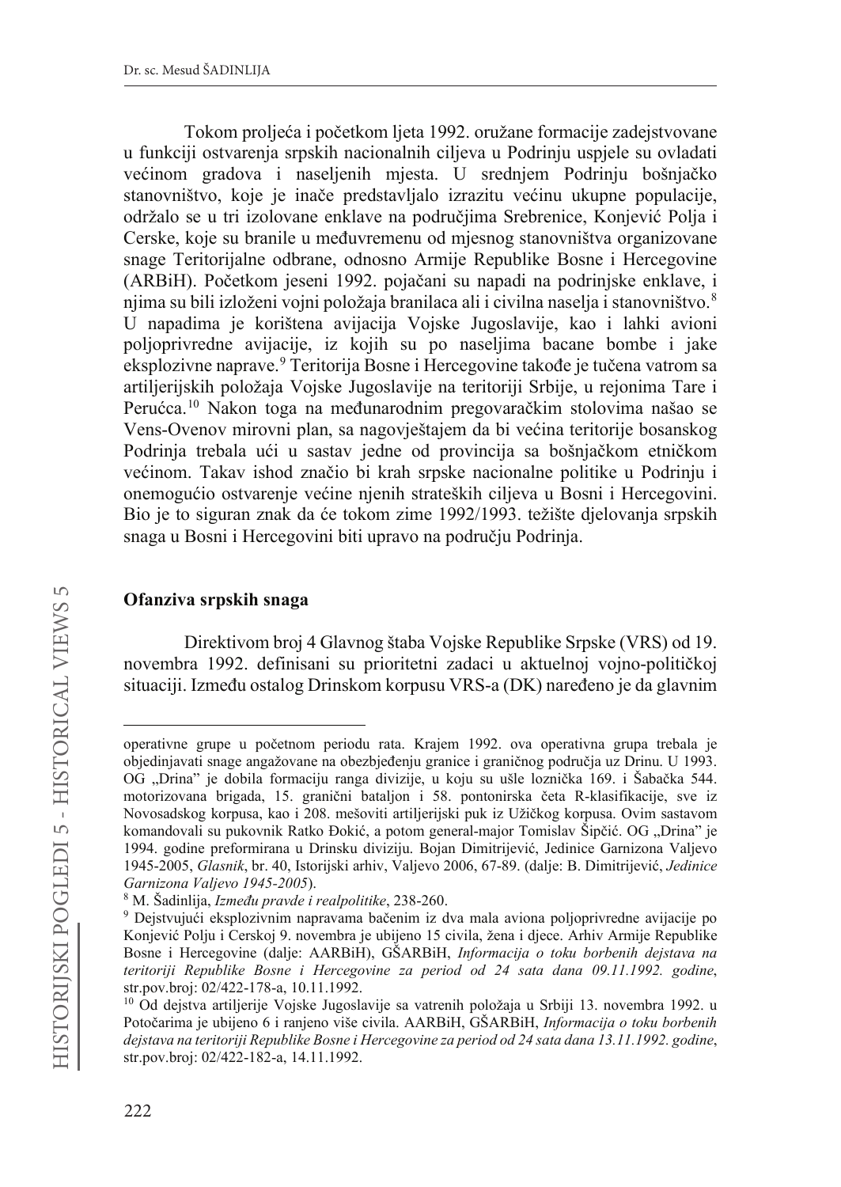Tokom proljeća i početkom ljeta 1992. oružane formacije zadejstvovane u funkciji ostvarenja srpskih nacionalnih ciljeva u Podrinju uspjele su ovladati većinom gradova i naseljenih mjesta. U srednjem Podrinju bošnjačko stanovništvo, koje je inače predstavljalo izrazitu većinu ukupne populacije, održalo se u tri izolovane enklave na područjima Srebrenice, Konjević Polja i Cerske, koje su branile u međuvremenu od mjesnog stanovništva organizovane snage Teritorijalne odbrane, odnosno Armije Republike Bosne i Hercegovine (ARBiH). Početkom jeseni 1992. pojačani su napadi na podrinjske enklave, i njima su bili izloženi vojni položaja branilaca ali i civilna naselja i stanovništvo.[8] U napadima je korištena avijacija Vojske Jugoslavije, kao i lahki avioni poljoprivredne avijacije, iz kojih su po naseljima bacane bombe i jake eksplozivne naprave.[9] Teritorija Bosne i Hercegovine takođe je tučena vatrom sa artiljerijskih položaja Vojske Jugoslavije na teritoriji Srbije, u rejonima Tare i Perućca.[10] Nakon toga na međunarodnim pregovaračkim stolovima našao se Vens-Ovenov mirovni plan, sa nagovještajem da bi većina teritorije bosanskog Podrinja trebala ući u sastav jedne od provincija sa bošnjačkom etničkom većinom. Takav ishod značio bi krah srpske nacionalne politike u Podrinju i onemogućio ostvarenje većine njenih strateških ciljeva u Bosni i Hercegovini. Bio je to siguran znak da će tokom zime 1992/1993. težište djelovanja srpskih snaga u Bosni i Hercegovini biti upravo na području Podrinja.

## Ofanziva srpskih snaga

Direktivom broj 4 Glavnog štaba Vojske Republike Srpske (VRS) od 19. novembra 1992. definisani su prioritetni zadaci u aktuelnoj vojno-političkoj situaciji. Između ostalog Drinskom korpusu VRS-a (DK) naređeno je da glavnim

---

operativne grupe u početnom periodu rata. Krajem 1992. ova operativna grupa trebala je objedinjavati snage angažovane na obezbjeđenju granice i graničnog područja uz Drinu. U 1993. OG „Drina" je dobila formaciju ranga divizije, u koju su ušle loznička 169. i Šabačka 544. motorizovana brigada, 15. granični bataljon i 58. pontonirska četa R-klasifikacije, sve iz Novosadskog korpusa, kao i 208. mešoviti artiljerijski puk iz Užičkog korpusa. Ovim sastavom komandovali su pukovnik Ratko Đokić, a potom general-major Tomislav Šipčić. OG „Drina" je 1994. godine preformirana u Drinsku diviziju. Bojan Dimitrijević, Jedinice Garnizona Valjevo 1945-2005, *Glasnik*, br. 40, Istorijski arhiv, Valjevo 2006, 67-89. (dalje: B. Dimitrijević, *Jedinice Garnizona Valjevo 1945-2005*).

[8] M. Šadinlija, *Između pravde i realpolitike*, 238-260.

[9] Dejstvujući eksplozivnim napravama bačenim iz dva mala aviona poljoprivredne avijacije po Konjević Polju i Cerskoj 9. novembra je ubijeno 15 civila, žena i djece. Arhiv Armije Republike Bosne i Hercegovine (dalje: AARBiH), GŠARBiH, *Informacija o toku borbenih dejstava na teritoriji Republike Bosne i Hercegovine za period od 24 sata dana 09.11.1992. godine*, str.pov.broj: 02/422-178-a, 10.11.1992.

[10] Od dejstva artiljerije Vojske Jugoslavije sa vatrenih položaja u Srbiji 13. novembra 1992. u Potočarima je ubijeno 6 i ranjeno više civila. AARBiH, GŠARBiH, *Informacija o toku borbenih dejstava na teritoriji Republike Bosne i Hercegovine za period od 24 sata dana 13.11.1992. godine*, str.pov.broj: 02/422-182-a, 14.11.1992.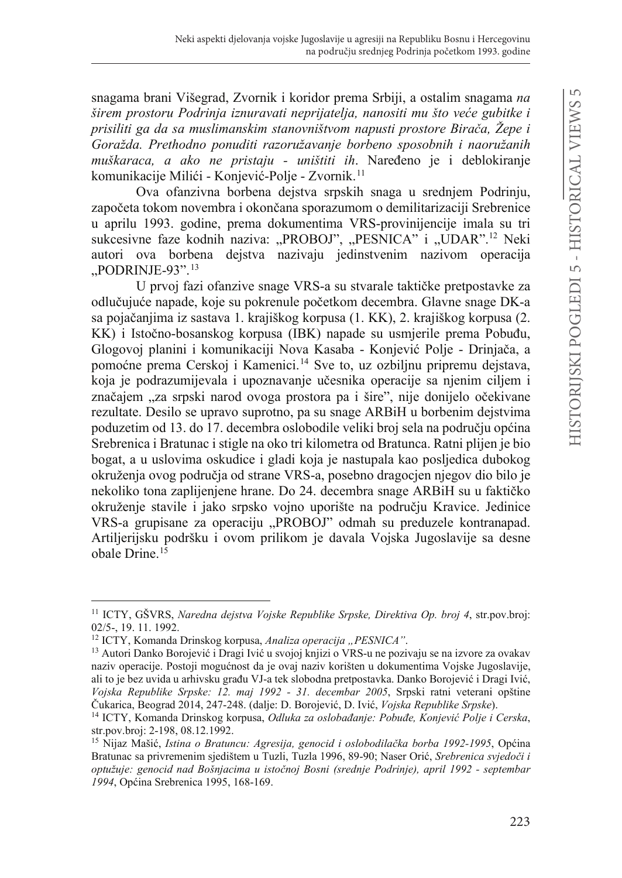snagama brani Višegrad, Zvornik i koridor prema Srbiji, a ostalim snagama *na širem prostoru Podrinja iznuravati neprijatelja, nanositi mu što veće gubitke i prisiliti ga da sa muslimanskim stanovništvom napusti prostore Birača, Žepe i Goražda. Prethodno ponuditi razoružavanje borbeno sposobnih i naoružanih muškaraca, a ako ne pristaju - uništiti ih*. Naređeno je i deblokiranje komunikacije Milići - Konjević-Polje - Zvornik.[11]

Ova ofanzivna borbena dejstva srpskih snaga u srednjem Podrinju, započeta tokom novembra i okončana sporazumom o demilitarizaciji Srebrenice u aprilu 1993. godine, prema dokumentima VRS-provinijencije imala su tri sukcesivne faze kodnih naziva: „PROBOJ", „PESNICA" i „UDAR".[12] Neki autori ova borbena dejstva nazivaju jedinstvenim nazivom operacija „PODRINJE-93".[13]

U prvoj fazi ofanzive snage VRS-a su stvarale taktičke pretpostavke za odlučujuće napade, koje su pokrenule početkom decembra. Glavne snage DK-a sa pojačanjima iz sastava 1. krajiškog korpusa (1. KK), 2. krajiškog korpusa (2. KK) i Istočno-bosanskog korpusa (IBK) napade su usmjerile prema Pobuđu, Glogovoj planini i komunikaciji Nova Kasaba - Konjević Polje - Drinjača, a pomoćne prema Cerskoj i Kamenici.[14] Sve to, uz ozbiljnu pripremu dejstava, koja je podrazumijevala i upoznavanje učesnika operacije sa njenim ciljem i značajem „za srpski narod ovoga prostora pa i šire", nije donijelo očekivane rezultate. Desilo se upravo suprotno, pa su snage ARBiH u borbenim dejstvima poduzetim od 13. do 17. decembra oslobodile veliki broj sela na području općina Srebrenica i Bratunac i stigle na oko tri kilometra od Bratunca. Ratni plijen je bio bogat, a u uslovima oskudice i gladi koja je nastupala kao posljedica dubokog okruženja ovog područja od strane VRS-a, posebno dragocjen njegov dio bilo je nekoliko tona zaplijenjene hrane. Do 24. decembra snage ARBiH su u faktičko okruženje stavile i jako srpsko vojno uporište na području Kravice. Jedinice VRS-a grupisane za operaciju „PROBOJ" odmah su preduzele kontranapad. Artiljerijsku podršku i ovom prilikom je davala Vojska Jugoslavije sa desne obale Drine.[15]

---

[11] ICTY, GŠVRS, *Naredna dejstva Vojske Republike Srpske, Direktiva Op. broj 4*, str.pov.broj: 02/5-, 19. 11. 1992.

[12] ICTY, Komanda Drinskog korpusa, *Analiza operacija „PESNICA"*.

[13] Autori Danko Borojević i Dragi Ivić u svojoj knjizi o VRS-u ne pozivaju se na izvore za ovakav naziv operacije. Postoji mogućnost da je ovaj naziv korišten u dokumentima Vojske Jugoslavije, ali to je bez uvida u arhivsku građu VJ-a tek slobodna pretpostavka. Danko Borojević i Dragi Ivić, *Vojska Republike Srpske: 12. maj 1992 - 31. decembar 2005*, Srpski ratni veterani opštine Čukarica, Beograd 2014, 247-248. (dalje: D. Borojević, D. Ivić, *Vojska Republike Srpske*).

[14] ICTY, Komanda Drinskog korpusa, *Odluka za oslobađanje: Pobuđe, Konjević Polje i Cerska*, str.pov.broj: 2-198, 08.12.1992.

[15] Nijaz Mašić, *Istina o Bratuncu: Agresija, genocid i oslobodilačka borba 1992-1995*, Općina Bratunac sa privremenim sjedištem u Tuzli, Tuzla 1996, 89-90; Naser Orić, *Srebrenica svjedoči i optužuje: genocid nad Bošnjacima u istočnoj Bosni (srednje Podrinje), april 1992 - septembar 1994*, Općina Srebrenica 1995, 168-169.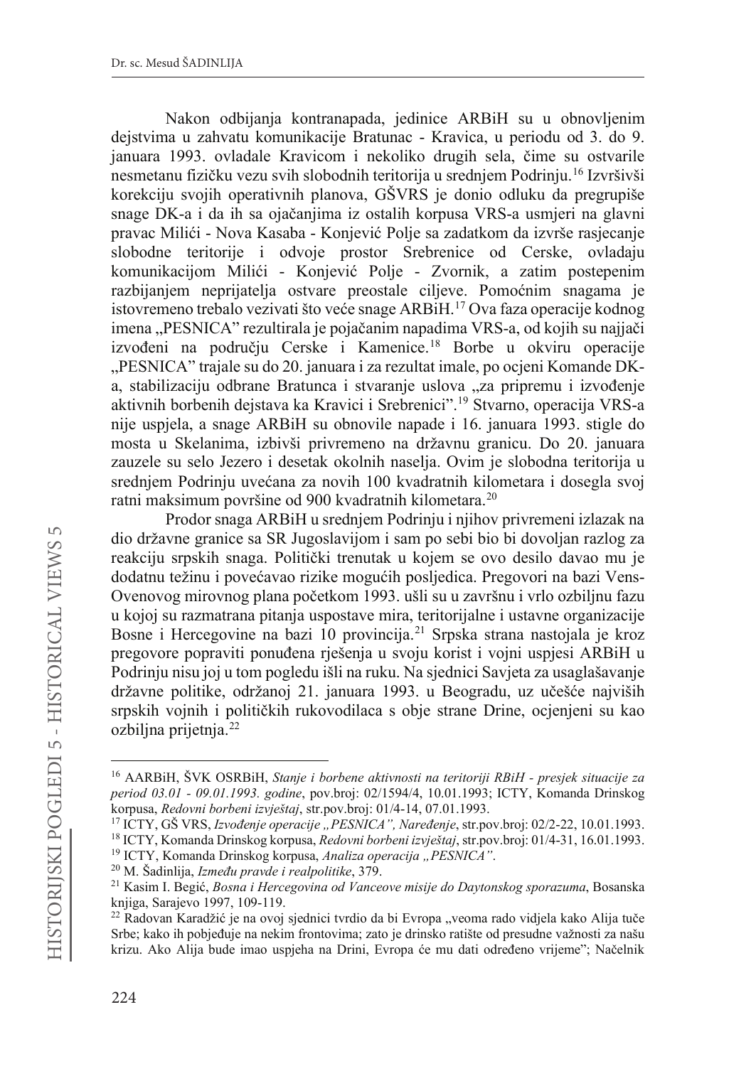Nakon odbijanja kontranapada, jedinice ARBiH su u obnovljenim dejstvima u zahvatu komunikacije Bratunac - Kravica, u periodu od 3. do 9. januara 1993. ovladale Kravicom i nekoliko drugih sela, čime su ostvarile nesmetanu fizičku vezu svih slobodnih teritorija u srednjem Podrinju.[16] Izvršivši korekciju svojih operativnih planova, GŠVRS je donio odluku da pregrupiše snage DK-a i da ih sa ojačanjima iz ostalih korpusa VRS-a usmjeri na glavni pravac Milići - Nova Kasaba - Konjević Polje sa zadatkom da izvrše rasjecanje slobodne teritorije i odvoje prostor Srebrenice od Cerske, ovladaju komunikacijom Milići - Konjević Polje - Zvornik, a zatim postepenim razbijanjem neprijatelja ostvare preostale ciljeve. Pomoćnim snagama je istovremeno trebalo vezivati što veće snage ARBiH.[17] Ova faza operacije kodnog imena „PESNICA" rezultirala je pojačanim napadima VRS-a, od kojih su najjači izvođeni na području Cerske i Kamenice.[18] Borbe u okviru operacije „PESNICA" trajale su do 20. januara i za rezultat imale, po ocjeni Komande DK-a, stabilizaciju odbrane Bratunca i stvaranje uslova „za pripremu i izvođenje aktivnih borbenih dejstava ka Kravici i Srebrenici".[19] Stvarno, operacija VRS-a nije uspjela, a snage ARBiH su obnovile napade i 16. januara 1993. stigle do mosta u Skelanima, izbivši privremeno na državnu granicu. Do 20. januara zauzele su selo Jezero i desetak okolnih naselja. Ovim je slobodna teritorija u srednjem Podrinju uvećana za novih 100 kvadratnih kilometara i dosegla svoj ratni maksimum površine od 900 kvadratnih kilometara.[20]

Prodor snaga ARBiH u srednjem Podrinju i njihov privremeni izlazak na dio državne granice sa SR Jugoslavijom i sam po sebi bio bi dovoljan razlog za reakciju srpskih snaga. Politički trenutak u kojem se ovo desilo davao mu je dodatnu težinu i povećavao rizike mogućih posljedica. Pregovori na bazi Vens-Ovenovog mirovnog plana početkom 1993. ušli su u završnu i vrlo ozbiljnu fazu u kojoj su razmatrana pitanja uspostave mira, teritorijalne i ustavne organizacije Bosne i Hercegovine na bazi 10 provincija.[21] Srpska strana nastojala je kroz pregovore popraviti ponuđena rješenja u svoju korist i vojni uspjesi ARBiH u Podrinju nisu joj u tom pogledu išli na ruku. Na sjednici Savjeta za usaglašavanje državne politike, održanoj 21. januara 1993. u Beogradu, uz učešće najviših srpskih vojnih i političkih rukovodilaca s obje strane Drine, ocjenjeni su kao ozbiljna prijetnja.[22]

---

[16] AARBiH, ŠVK OSRBiH, *Stanje i borbene aktivnosti na teritoriji RBiH - presjek situacije za period 03.01 - 09.01.1993. godine*, pov.broj: 02/1594/4, 10.01.1993; ICTY, Komanda Drinskog korpusa, *Redovni borbeni izvještaj*, str.pov.broj: 01/4-14, 07.01.1993.

[17] ICTY, GŠ VRS, *Izvođenje operacije „PESNICA", Naređenje*, str.pov.broj: 02/2-22, 10.01.1993.

[18] ICTY, Komanda Drinskog korpusa, *Redovni borbeni izvještaj*, str.pov.broj: 01/4-31, 16.01.1993.

[19] ICTY, Komanda Drinskog korpusa, *Analiza operacija „PESNICA"*.

[20] M. Šadinlija, *Između pravde i realpolitike*, 379.

[21] Kasim I. Begić, *Bosna i Hercegovina od Vanceove misije do Daytonskog sporazuma*, Bosanska knjiga, Sarajevo 1997, 109-119.

[22] Radovan Karadžić je na ovoj sjednici tvrdio da bi Evropa „veoma rado vidjela kako Alija tuče Srbe; kako ih pobjeđuje na nekim frontovima; zato je drinsko ratište od presudne važnosti za našu krizu. Ako Alija bude imao uspjeha na Drini, Evropa će mu dati određeno vrijeme"; Načelnik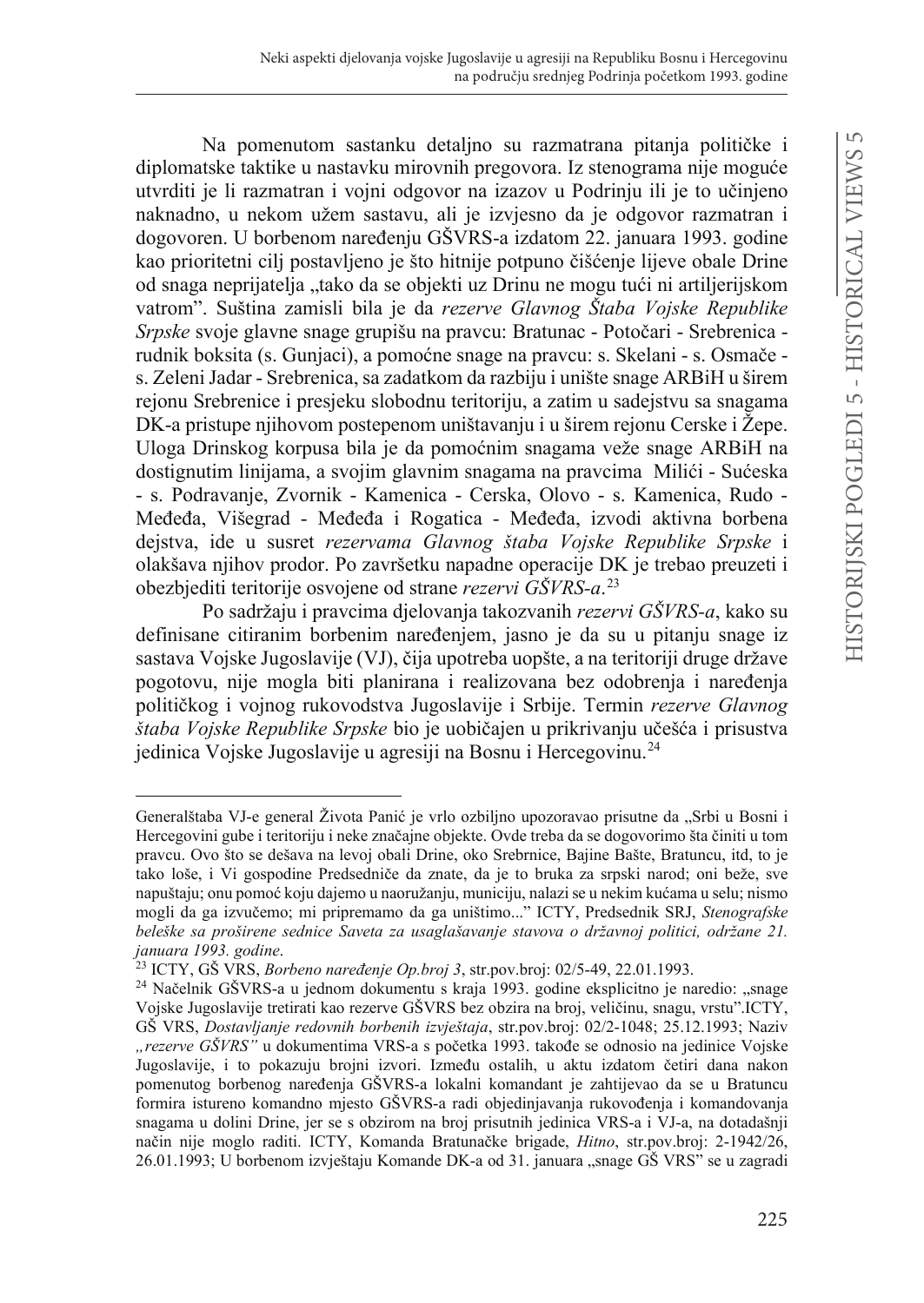Na pomenutom sastanku detaljno su razmatrana pitanja političke i diplomatske taktike u nastavku mirovnih pregovora. Iz stenograma nije moguće utvrditi je li razmatran i vojni odgovor na izazov u Podrinju ili je to učinjeno naknadno, u nekom užem sastavu, ali je izvjesno da je odgovor razmatran i dogovoren. U borbenom naređenju GŠVRS-a izdatom 22. januara 1993. godine kao prioritetni cilj postavljeno je što hitnije potpuno čišćenje lijeve obale Drine od snaga neprijatelja „tako da se objekti uz Drinu ne mogu tući ni artiljerijskom vatrom". Suština zamisli bila je da *rezerve Glavnog Štaba Vojske Republike Srpske* svoje glavne snage grupišu na pravcu: Bratunac - Potočari - Srebrenica - rudnik boksita (s. Gunjaci), a pomoćne snage na pravcu: s. Skelani - s. Osmače - s. Zeleni Jadar - Srebrenica, sa zadatkom da razbiju i unište snage ARBiH u širem rejonu Srebrenice i presjeku slobodnu teritoriju, a zatim u sadejstvu sa snagama DK-a pristupe njihovom postepenom uništavanju i u širem rejonu Cerske i Žepe. Uloga Drinskog korpusa bila je da pomoćnim snagama veže snage ARBiH na dostignutim linijama, a svojim glavnim snagama na pravcima Milići - Sućeska - s. Podravanje, Zvornik - Kamenica - Cerska, Olovo - s. Kamenica, Rudo - Međeđa, Višegrad - Međeđa i Rogatica - Međeđa, izvodi aktivna borbena dejstva, ide u susret *rezervama Glavnog štaba Vojske Republike Srpske* i olakšava njihov prodor. Po završetku napadne operacije DK je trebao preuzeti i obezbjediti teritorije osvojene od strane *rezervi GŠVRS-a*.[23]

Po sadržaju i pravcima djelovanja takozvanih *rezervi GŠVRS-a*, kako su definisane citiranim borbenim naređenjem, jasno je da su u pitanju snage iz sastava Vojske Jugoslavije (VJ), čija upotreba uopšte, a na teritoriji druge države pogotovu, nije mogla biti planirana i realizovana bez odobrenja i naređenja političkog i vojnog rukovodstva Jugoslavije i Srbije. Termin *rezerve Glavnog štaba Vojske Republike Srpske* bio je uobičajen u prikrivanju učešća i prisustva jedinica Vojske Jugoslavije u agresiji na Bosnu i Hercegovinu.[24]

---

Generalštaba VJ-e general Života Panić je vrlo ozbiljno upozoravao prisutne da „Srbi u Bosni i Hercegovini gube i teritoriju i neke značajne objekte. Ovde treba da se dogovorimo šta činiti u tom pravcu. Ovo što se dešava na levoj obali Drine, oko Srebrnice, Bajine Bašte, Bratuncu, itd, to je tako loše, i Vi gospodine Predsedniče da znate, da je to bruka za srpski narod; oni beže, sve napuštaju; onu pomoć koju dajemo u naoružanju, municiju, nalazi se u nekim kućama u selu; nismo mogli da ga izvučemo; mi pripremamo da ga uništimo..." ICTY, Predsednik SRJ, *Stenografske beleške sa proširene sednice Saveta za usaglašavanje stavova o državnoj politici, održane 21. januara 1993. godine*.

[23] ICTY, GŠ VRS, *Borbeno naređenje Op.broj 3*, str.pov.broj: 02/5-49, 22.01.1993.

[24] Načelnik GŠVRS-a u jednom dokumentu s kraja 1993. godine eksplicitno je naredio: „snage Vojske Jugoslavije tretirati kao rezerve GŠVRS bez obzira na broj, veličinu, snagu, vrstu".ICTY, GŠ VRS, *Dostavljanje redovnih borbenih izvještaja*, str.pov.broj: 02/2-1048; 25.12.1993; Naziv *„rezerve GŠVRS"* u dokumentima VRS-a s početka 1993. takođe se odnosio na jedinice Vojske Jugoslavije, i to pokazuju brojni izvori. Između ostalih, u aktu izdatom četiri dana nakon pomenutog borbenog naređenja GŠVRS-a lokalni komandant je zahtijevao da se u Bratuncu formira istureno komandno mjesto GŠVRS-a radi objedinjavanja rukovođenja i komandovanja snagama u dolini Drine, jer se s obzirom na broj prisutnih jedinica VRS-a i VJ-a, na dotadašnji način nije moglo raditi. ICTY, Komanda Bratunačke brigade, *Hitno*, str.pov.broj: 2-1942/26, 26.01.1993; U borbenom izvještaju Komande DK-a od 31. januara „snage GŠ VRS" se u zagradi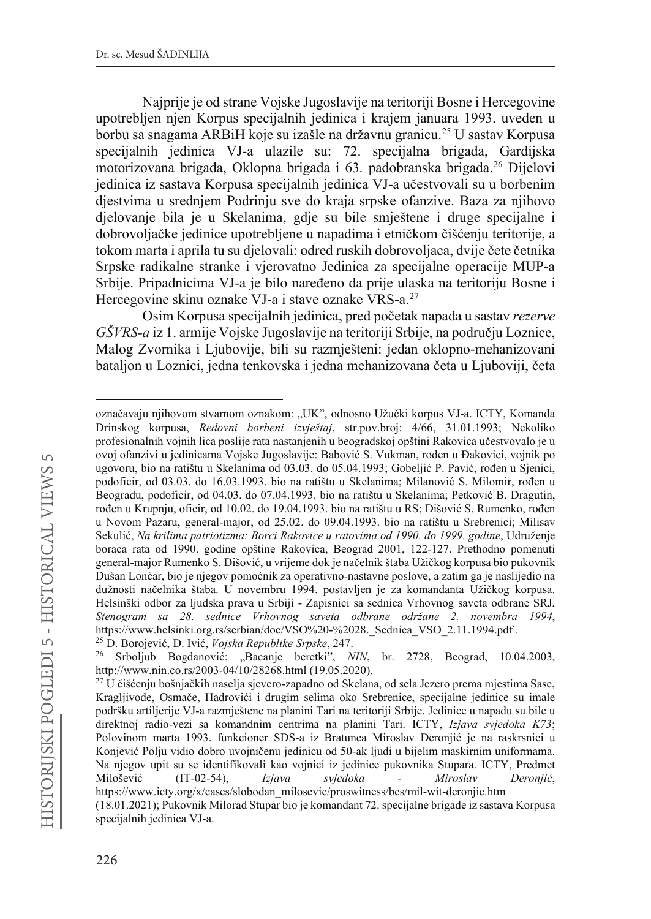Najprije je od strane Vojske Jugoslavije na teritoriji Bosne i Hercegovine upotrebljen njen Korpus specijalnih jedinica i krajem januara 1993. uveden u borbu sa snagama ARBiH koje su izašle na državnu granicu.[25] U sastav Korpusa specijalnih jedinica VJ-a ulazile su: 72. specijalna brigada, Gardijska motorizovana brigada, Oklopna brigada i 63. padobranska brigada.[26] Dijelovi jedinica iz sastava Korpusa specijalnih jedinica VJ-a učestvovali su u borbenim djestvima u srednjem Podrinju sve do kraja srpske ofanzive. Baza za njihovo djelovanje bila je u Skelanima, gdje su bile smještene i druge specijalne i dobrovoljačke jedinice upotrebljene u napadima i etničkom čišćenju teritorije, a tokom marta i aprila tu su djelovali: odred ruskih dobrovoljaca, dvije čete četnika Srpske radikalne stranke i vjerovatno Jedinica za specijalne operacije MUP-a Srbije. Pripadnicima VJ-a je bilo naređeno da prije ulaska na teritoriju Bosne i Hercegovine skinu oznake VJ-a i stave oznake VRS-a.[27]

Osim Korpusa specijalnih jedinica, pred početak napada u sastav *rezerve GŠVRS-a* iz 1. armije Vojske Jugoslavije na teritoriji Srbije, na području Loznice, Malog Zvornika i Ljubovije, bili su razmješteni: jedan oklopno-mehanizovani bataljon u Loznici, jedna tenkovska i jedna mehanizovana četa u Ljuboviji, četa

---

označavaju njihovom stvarnom oznakom: „UK", odnosno Užički korpus VJ-a. ICTY, Komanda Drinskog korpusa, *Redovni borbeni izvještaj*, str.pov.broj: 4/66, 31.01.1993; Nekoliko profesionalnih vojnih lica poslije rata nastanjenih u beogradskoj opštini Rakovica učestvovalo je u ovoj ofanzivi u jedinicama Vojske Jugoslavije: Babović S. Vukman, rođen u Đakovici, vojnik po ugovoru, bio na ratištu u Skelanima od 03.03. do 05.04.1993; Gobeljić P. Pavić, rođen u Sjenici, podoficir, od 03.03. do 16.03.1993. bio na ratištu u Skelanima; Milanović S. Milomir, rođen u Beogradu, podoficir, od 04.03. do 07.04.1993. bio na ratištu u Skelanima; Petković B. Dragutin, rođen u Krupnju, oficir, od 10.02. do 19.04.1993. bio na ratištu u RS; Dišović S. Rumenko, rođen u Novom Pazaru, general-major, od 25.02. do 09.04.1993. bio na ratištu u Srebrenici; Milisav Sekulić, *Na krilima patriotizma: Borci Rakovice u ratovima od 1990. do 1999. godine*, Udruženje boraca rata od 1990. godine opštine Rakovica, Beograd 2001, 122-127. Prethodno pomenuti general-major Rumenko S. Dišović, u vrijeme dok je načelnik štaba Užičkog korpusa bio pukovnik Dušan Lončar, bio je njegov pomoćnik za operativno-nastavne poslove, a zatim ga je naslijedio na dužnosti načelnika štaba. U novembru 1994. postavljen je za komandanta Užičkog korpusa. Helsinški odbor za ljudska prava u Srbiji - Zapisnici sa sednica Vrhovnog saveta odbrane SRJ, *Stenogram sa 28. sednice Vrhovnog saveta odbrane održane 2. novembra 1994*, https://www.helsinki.org.rs/serbian/doc/VSO%20-%2028._Sednica_VSO_2.11.1994.pdf .

[25] D. Borojević, D. Ivić, *Vojska Republike Srpske*, 247.

[26] Srboljub Bogdanović: „Bacanje beretki", *NIN*, br. 2728, Beograd, 10.04.2003, http://www.nin.co.rs/2003-04/10/28268.html (19.05.2020).

[27] U čišćenju bošnjačkih naselja sjevero-zapadno od Skelana, od sela Jezero prema mjestima Sase, Kragljivode, Osmače, Hadrovići i drugim selima oko Srebrenice, specijalne jedinice su imale podršku artiljerije VJ-a razmještene na planini Tari na teritoriji Srbije. Jedinice u napadu su bile u direktnoj radio-vezi sa komandnim centrima na planini Tari. ICTY, *Izjava svjedoka K73*; Polovinom marta 1993. funkcioner SDS-a iz Bratunca Miroslav Deronjić je na raskrsnici u Konjević Polju vidio dobro uvojničenu jedinicu od 50-ak ljudi u bijelim maskirnim uniformama. Na njegov upit su se identifikovali kao vojnici iz jedinice pukovnika Stupara. ICTY, Predmet Milošević (IT-02-54), *Izjava svjedoka - Miroslav Deronjić*, https://www.icty.org/x/cases/slobodan_milosevic/proswitness/bcs/mil-wit-deronjic.htm (18.01.2021); Pukovnik Milorad Stupar bio je komandant 72. specijalne brigade iz sastava Korpusa specijalnih jedinica VJ-a.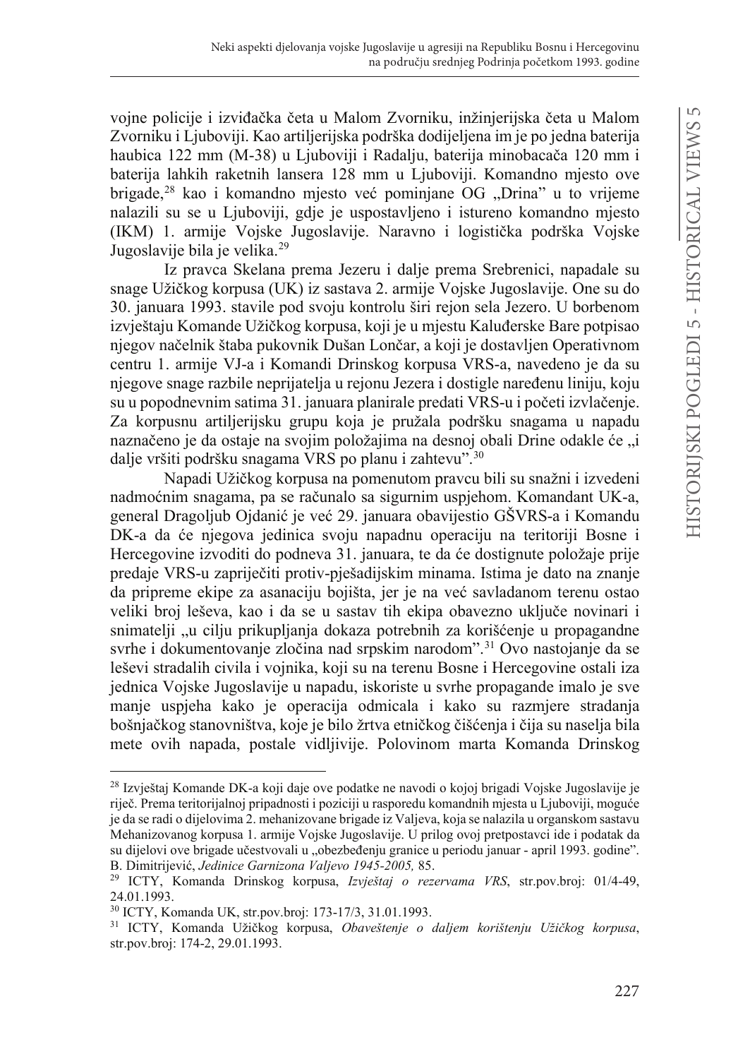vojne policije i izviđačka četa u Malom Zvorniku, inžinjerijska četa u Malom Zvorniku i Ljuboviji. Kao artiljerijska podrška dodijeljena im je po jedna baterija haubica 122 mm (M-38) u Ljuboviji i Radalju, baterija minobacača 120 mm i baterija lahkih raketnih lansera 128 mm u Ljuboviji. Komandno mjesto ove brigade,[28] kao i komandno mjesto već pominjane OG „Drina" u to vrijeme nalazili su se u Ljuboviji, gdje je uspostavljeno i istureno komandno mjesto (IKM) 1. armije Vojske Jugoslavije. Naravno i logistička podrška Vojske Jugoslavije bila je velika.[29]

Iz pravca Skelana prema Jezeru i dalje prema Srebrenici, napadale su snage Užičkog korpusa (UK) iz sastava 2. armije Vojske Jugoslavije. One su do 30. januara 1993. stavile pod svoju kontrolu širi rejon sela Jezero. U borbenom izvještaju Komande Užičkog korpusa, koji je u mjestu Kaluđerske Bare potpisao njegov načelnik štaba pukovnik Dušan Lončar, a koji je dostavljen Operativnom centru 1. armije VJ-a i Komandi Drinskog korpusa VRS-a, navedeno je da su njegove snage razbile neprijatelja u rejonu Jezera i dostigle naređenu liniju, koju su u popodnevnim satima 31. januara planirale predati VRS-u i početi izvlačenje. Za korpusnu artiljerijsku grupu koja je pružala podršku snagama u napadu naznačeno je da ostaje na svojim položajima na desnoj obali Drine odakle će „i dalje vršiti podršku snagama VRS po planu i zahtevu".[30]

Napadi Užičkog korpusa na pomenutom pravcu bili su snažni i izvedeni nadmoćnim snagama, pa se računalo sa sigurnim uspjehom. Komandant UK-a, general Dragoljub Ojdanić je već 29. januara obavijestio GŠVRS-a i Komandu DK-a da će njegova jedinica svoju napadnu operaciju na teritoriji Bosne i Hercegovine izvoditi do podneva 31. januara, te da će dostignute položaje prije predaje VRS-u zapriječiti protiv-pješadijskim minama. Istima je dato na znanje da pripreme ekipe za asanaciju bojišta, jer je na već savladanom terenu ostao veliki broj leševa, kao i da se u sastav tih ekipa obavezno uključe novinari i snimatelji „u cilju prikupljanja dokaza potrebnih za korišćenje u propagandne svrhe i dokumentovanje zločina nad srpskim narodom".[31] Ovo nastojanje da se leševi stradalih civila i vojnika, koji su na terenu Bosne i Hercegovine ostali iza jednica Vojske Jugoslavije u napadu, iskoriste u svrhe propagande imalo je sve manje uspjeha kako je operacija odmicala i kako su razmjere stradanja bošnjačkog stanovništva, koje je bilo žrtva etničkog čišćenja i čija su naselja bila mete ovih napada, postale vidljivije. Polovinom marta Komanda Drinskog

---

[28] Izvještaj Komande DK-a koji daje ove podatke ne navodi o kojoj brigadi Vojske Jugoslavije je riječ. Prema teritorijalnoj pripadnosti i poziciji u rasporedu komandnih mjesta u Ljuboviji, moguće je da se radi o dijelovima 2. mehanizovane brigade iz Valjeva, koja se nalazila u organskom sastavu Mehanizovanog korpusa 1. armije Vojske Jugoslavije. U prilog ovoj pretpostavci ide i podatak da su dijelovi ove brigade učestvovali u „obezbeđenju granice u periodu januar - april 1993. godine". B. Dimitrijević, *Jedinice Garnizona Valjevo 1945-2005,* 85.

[29] ICTY, Komanda Drinskog korpusa, *Izvještaj o rezervama VRS*, str.pov.broj: 01/4-49, 24.01.1993.

[30] ICTY, Komanda UK, str.pov.broj: 173-17/3, 31.01.1993.

[31] ICTY, Komanda Užičkog korpusa, *Obaveštenje o daljem korištenju Užičkog korpusa*, str.pov.broj: 174-2, 29.01.1993.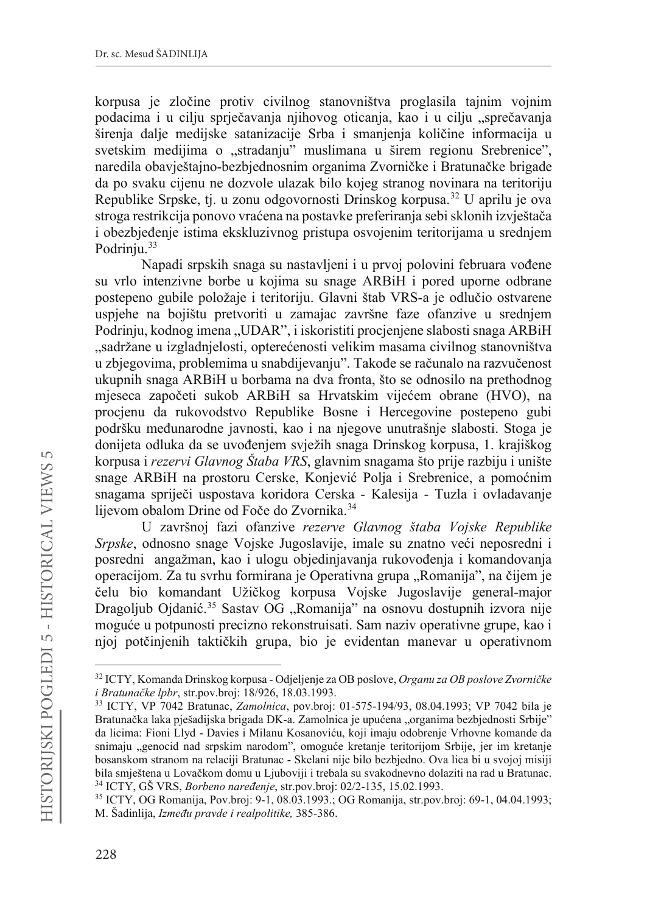korpusa je zločine protiv civilnog stanovništva proglasila tajnim vojnim podacima i u cilju sprječavanja njihovog oticanja, kao i u cilju „sprečavanja širenja dalje medijske satanizacije Srba i smanjenja količine informacija u svetskim medijima o „stradanju" muslimana u širem regionu Srebrenice", naredila obavještajno-bezbjednosnim organima Zvorničke i Bratunačke brigade da po svaku cijenu ne dozvole ulazak bilo kojeg stranog novinara na teritoriju Republike Srpske, tj. u zonu odgovornosti Drinskog korpusa.[32] U aprilu je ova stroga restrikcija ponovo vraćena na postavke preferiranja sebi sklonih izvještača i obezbjeđenje istima ekskluzivnog pristupa osvojenim teritorijama u srednjem Podrinju.[33]

Napadi srpskih snaga su nastavljeni i u prvoj polovini februara vođene su vrlo intenzivne borbe u kojima su snage ARBiH i pored uporne odbrane postepeno gubile položaje i teritoriju. Glavni štab VRS-a je odlučio ostvarene uspjehe na bojištu pretvoriti u zamajac završne faze ofanzive u srednjem Podrinju, kodnog imena „UDAR", i iskoristiti procjenjene slabosti snaga ARBiH „sadržane u izgladnjelosti, opterećenosti velikim masama civilnog stanovništva u zbjegovima, problemima u snabdijevanju". Takođe se računalo na razvučenost ukupnih snaga ARBiH u borbama na dva fronta, što se odnosilo na prethodnog mjeseca započeti sukob ARBiH sa Hrvatskim vijećem obrane (HVO), na procjenu da rukovodstvo Republike Bosne i Hercegovine postepeno gubi podršku međunarodne javnosti, kao i na njegove unutrašnje slabosti. Stoga je donijeta odluka da se uvođenjem svježih snaga Drinskog korpusa, 1. krajiškog korpusa i *rezervi Glavnog Štaba VRS*, glavnim snagama što prije razbiju i unište snage ARBiH na prostoru Cerske, Konjević Polja i Srebrenice, a pomoćnim snagama spriječi uspostava koridora Cerska - Kalesija - Tuzla i ovladavanje lijevom obalom Drine od Foče do Zvornika.[34]

U završnoj fazi ofanzive *rezerve Glavnog štaba Vojske Republike Srpske*, odnosno snage Vojske Jugoslavije, imale su znatno veći neposredni i posredni angažman, kao i ulogu objedinjavanja rukovođenja i komandovanja operacijom. Za tu svrhu formirana je Operativna grupa „Romanija", na čijem je čelu bio komandant Užičkog korpusa Vojske Jugoslavije general-major Dragoljub Ojdanić.[35] Sastav OG „Romanija" na osnovu dostupnih izvora nije moguće u potpunosti precizno rekonstruisati. Sam naziv operativne grupe, kao i njoj potčinjenih taktičkih grupa, bio je evidentan manevar u operativnom

---

[32] ICTY, Komanda Drinskog korpusa - Odjeljenje za OB poslove, *Organu za OB poslove Zvorničke i Bratunačke lpbr*, str.pov.broj: 18/926, 18.03.1993.

[33] ICTY, VP 7042 Bratunac, *Zamolnica*, pov.broj: 01-575-194/93, 08.04.1993; VP 7042 bila je Bratunačka laka pješadijska brigada DK-a. Zamolnica je upućena „organima bezbjednosti Srbije" da licima: Fioni Llyd - Davies i Milanu Kosanoviću, koji imaju odobrenje Vrhovne komande da snimaju „genocid nad srpskim narodom", omoguće kretanje teritorijom Srbije, jer im kretanje bosanskom stranom na relaciji Bratunac - Skelani nije bilo bezbjedno. Ova lica bi u svojoj misiji bila smještena u Lovačkom domu u Ljuboviji i trebala su svakodnevno dolaziti na rad u Bratunac.

[34] ICTY, GŠ VRS, *Borbeno naređenje*, str.pov.broj: 02/2-135, 15.02.1993.

[35] ICTY, OG Romanija, Pov.broj: 9-1, 08.03.1993.; OG Romanija, str.pov.broj: 69-1, 04.04.1993; M. Šadinlija, *Između pravde i realpolitike,* 385-386.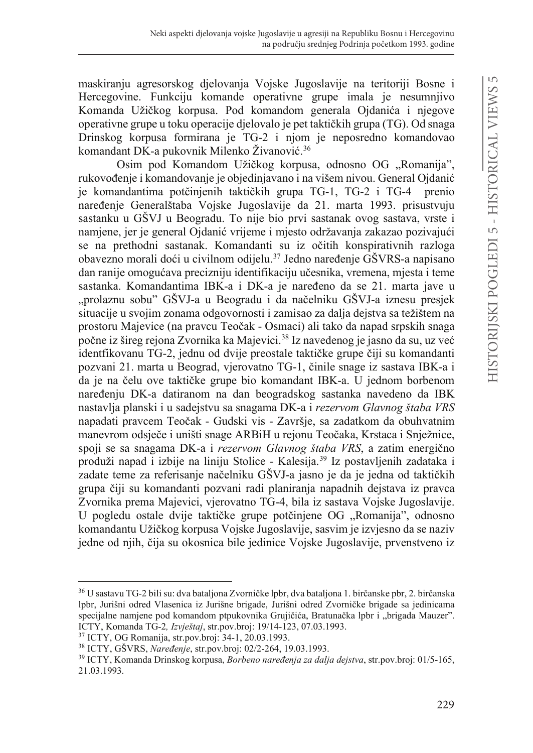maskiranju agresorskog djelovanja Vojske Jugoslavije na teritoriji Bosne i Hercegovine. Funkciju komande operativne grupe imala je nesumnjivo Komanda Užičkog korpusa. Pod komandom generala Ojdanića i njegove operativne grupe u toku operacije djelovalo je pet taktičkih grupa (TG). Od snaga Drinskog korpusa formirana je TG-2 i njom je neposredno komandovao komandant DK-a pukovnik Milenko Živanović.[36]

Osim pod Komandom Užičkog korpusa, odnosno OG „Romanija", rukovođenje i komandovanje je objedinjavano i na višem nivou. General Ojdanić je komandantima potčinjenih taktičkih grupa TG-1, TG-2 i TG-4 prenio naređenje Generalštaba Vojske Jugoslavije da 21. marta 1993. prisustvuju sastanku u GŠVJ u Beogradu. To nije bio prvi sastanak ovog sastava, vrste i namjene, jer je general Ojdanić vrijeme i mjesto održavanja zakazao pozivajući se na prethodni sastanak. Komandanti su iz očitih konspirativnih razloga obavezno morali doći u civilnom odijelu.[37] Jedno naređenje GŠVRS-a napisano dan ranije omogućava precizniju identifikaciju učesnika, vremena, mjesta i teme sastanka. Komandantima IBK-a i DK-a je naređeno da se 21. marta jave u „prolaznu sobu" GŠVJ-a u Beogradu i da načelniku GŠVJ-a iznesu presjek situacije u svojim zonama odgovornosti i zamisao za dalja dejstva sa težištem na prostoru Majevice (na pravcu Teočak - Osmaci) ali tako da napad srpskih snaga počne iz šireg rejona Zvornika ka Majevici.[38] Iz navedenog je jasno da su, uz već identfikovanu TG-2, jednu od dvije preostale taktičke grupe čiji su komandanti pozvani 21. marta u Beograd, vjerovatno TG-1, činile snage iz sastava IBK-a i da je na čelu ove taktičke grupe bio komandant IBK-a. U jednom borbenom naređenju DK-a datiranom na dan beogradskog sastanka navedeno da IBK nastavlja planski i u sadejstvu sa snagama DK-a i *rezervom Glavnog štaba VRS* napadati pravcem Teočak - Gudski vis - Završje, sa zadatkom da obuhvatnim manevrom odsječe i uništi snage ARBiH u rejonu Teočaka, Krstaca i Snježnice, spoji se sa snagama DK-a i *rezervom Glavnog štaba VRS*, a zatim energično produži napad i izbije na liniju Stolice - Kalesija.[39] Iz postavljenih zadataka i zadate teme za referisanje načelniku GŠVJ-a jasno je da je jedna od taktičkih grupa čiji su komandanti pozvani radi planiranja napadnih dejstava iz pravca Zvornika prema Majevici, vjerovatno TG-4, bila iz sastava Vojske Jugoslavije. U pogledu ostale dvije taktičke grupe potčinjene OG „Romanija", odnosno komandantu Užičkog korpusa Vojske Jugoslavije, sasvim je izvjesno da se naziv jedne od njih, čija su okosnica bile jedinice Vojske Jugoslavije, prvenstveno iz

---

[36] U sastavu TG-2 bili su: dva bataljona Zvorničke lpbr, dva bataljona 1. birčanske pbr, 2. birčanska lpbr, Jurišni odred Vlasenica iz Jurišne brigade, Jurišni odred Zvorničke brigade sa jedinicama specijalne namjene pod komandom ptpukovnika Grujičića, Bratunačka lpbr i „brigada Mauzer". ICTY, Komanda TG-2*, Izvještaj*, str.pov.broj: 19/14-123, 07.03.1993.

[37] ICTY, OG Romanija, str.pov.broj: 34-1, 20.03.1993.

[38] ICTY, GŠVRS, *Naređenje*, str.pov.broj: 02/2-264, 19.03.1993.

[39] ICTY, Komanda Drinskog korpusa, *Borbeno naređenja za dalja dejstva*, str.pov.broj: 01/5-165, 21.03.1993.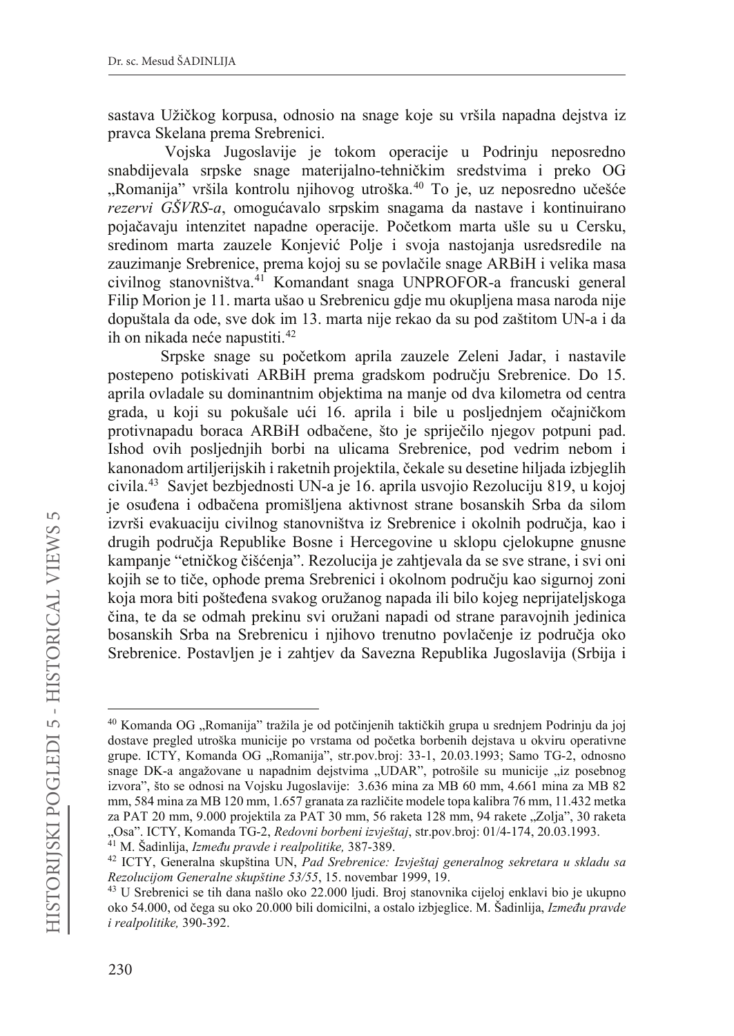sastava Užičkog korpusa, odnosio na snage koje su vršila napadna dejstva iz pravca Skelana prema Srebrenici.

Vojska Jugoslavije je tokom operacije u Podrinju neposredno snabdijevala srpske snage materijalno-tehničkim sredstvima i preko OG „Romanija" vršila kontrolu njihovog utroška.[40] To je, uz neposredno učešće *rezervi GŠVRS-a*, omogućavalo srpskim snagama da nastave i kontinuirano pojačavaju intenzitet napadne operacije. Početkom marta ušle su u Cersku, sredinom marta zauzele Konjević Polje i svoja nastojanja usredsredile na zauzimanje Srebrenice, prema kojoj su se povlačile snage ARBiH i velika masa civilnog stanovništva.[41] Komandant snaga UNPROFOR-a francuski general Filip Morion je 11. marta ušao u Srebrenicu gdje mu okupljena masa naroda nije dopuštala da ode, sve dok im 13. marta nije rekao da su pod zaštitom UN-a i da ih on nikada neće napustiti.[42]

Srpske snage su početkom aprila zauzele Zeleni Jadar, i nastavile postepeno potiskivati ARBiH prema gradskom području Srebrenice. Do 15. aprila ovladale su dominantnim objektima na manje od dva kilometra od centra grada, u koji su pokušale ući 16. aprila i bile u posljednjem očajničkom protivnapadu boraca ARBiH odbačene, što je spriječilo njegov potpuni pad. Ishod ovih posljednjih borbi na ulicama Srebrenice, pod vedrim nebom i kanonadom artiljerijskih i raketnih projektila, čekale su desetine hiljada izbjeglih civila.[43] Savjet bezbjednosti UN-a je 16. aprila usvojio Rezoluciju 819, u kojoj je osuđena i odbačena promišljena aktivnost strane bosanskih Srba da silom izvrši evakuaciju civilnog stanovništva iz Srebrenice i okolnih područja, kao i drugih područja Republike Bosne i Hercegovine u sklopu cjelokupne gnusne kampanje "etničkog čišćenja". Rezolucija je zahtjevala da se sve strane, i svi oni kojih se to tiče, ophode prema Srebrenici i okolnom području kao sigurnoj zoni koja mora biti pošteđena svakog oružanog napada ili bilo kojeg neprijateljskoga čina, te da se odmah prekinu svi oružani napadi od strane paravojnih jedinica bosanskih Srba na Srebrenicu i njihovo trenutno povlačenje iz područja oko Srebrenice. Postavljen je i zahtjev da Savezna Republika Jugoslavija (Srbija i

---

[40] Komanda OG „Romanija" tražila je od potčinjenih taktičkih grupa u srednjem Podrinju da joj dostave pregled utroška municije po vrstama od početka borbenih dejstava u okviru operativne grupe. ICTY, Komanda OG „Romanija", str.pov.broj: 33-1, 20.03.1993; Samo TG-2, odnosno snage DK-a angažovane u napadnim dejstvima „UDAR", potrošile su municije „iz posebnog izvora", što se odnosi na Vojsku Jugoslavije: 3.636 mina za MB 60 mm, 4.661 mina za MB 82 mm, 584 mina za MB 120 mm, 1.657 granata za različite modele topa kalibra 76 mm, 11.432 metka za PAT 20 mm, 9.000 projektila za PAT 30 mm, 56 raketa 128 mm, 94 rakete „Zolja", 30 raketa „Osa". ICTY, Komanda TG-2, *Redovni borbeni izvještaj*, str.pov.broj: 01/4-174, 20.03.1993.

[41] M. Šadinlija, *Između pravde i realpolitike,* 387-389.

[42] ICTY, Generalna skupština UN, *Pad Srebrenice: Izvještaj generalnog sekretara u skladu sa Rezolucijom Generalne skupštine 53/55*, 15. novembar 1999, 19.

[43] U Srebrenici se tih dana našlo oko 22.000 ljudi. Broj stanovnika cijeloj enklavi bio je ukupno oko 54.000, od čega su oko 20.000 bili domicilni, a ostalo izbjeglice. M. Šadinlija, *Između pravde i realpolitike,* 390-392.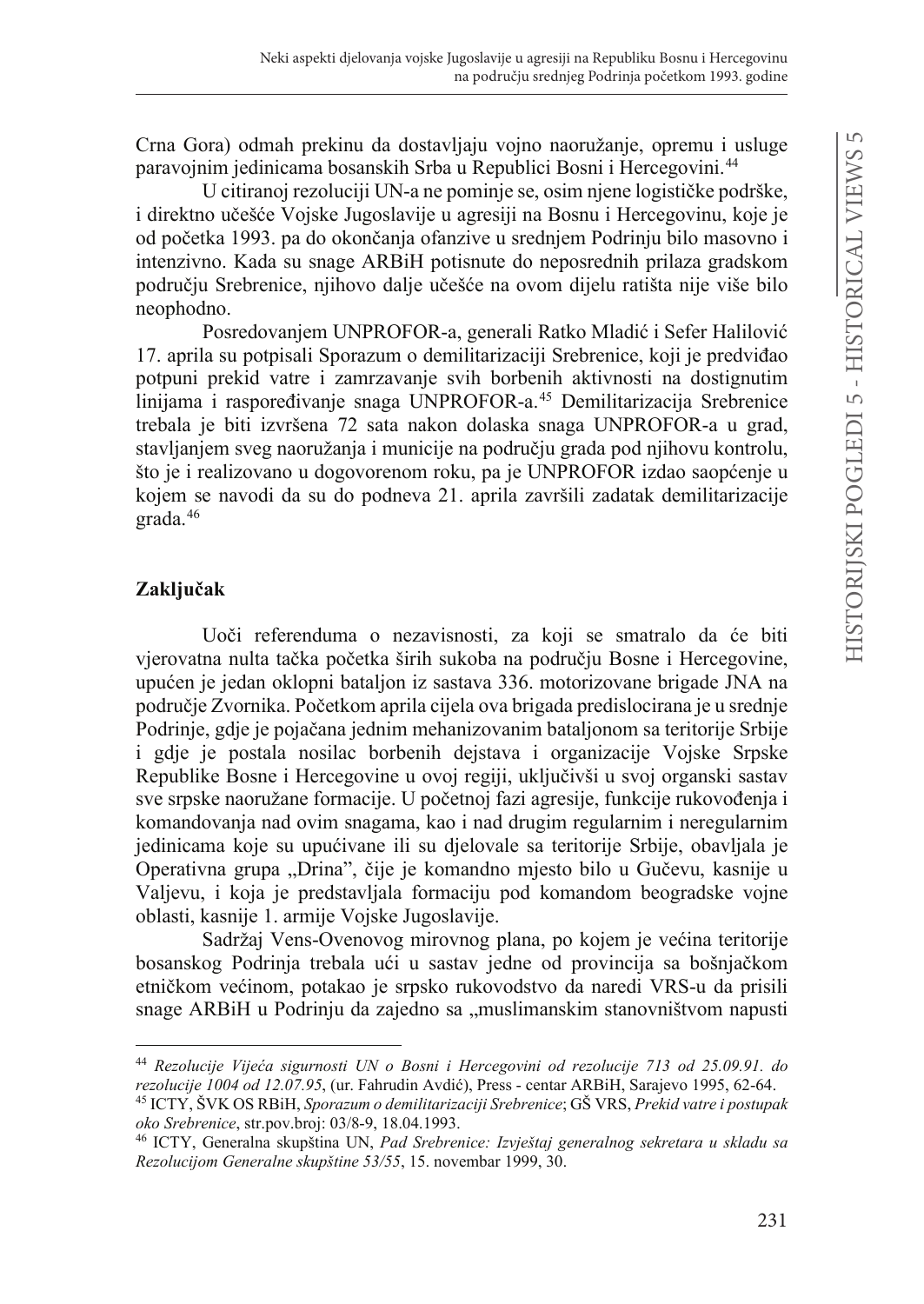Crna Gora) odmah prekinu da dostavljaju vojno naoružanje, opremu i usluge paravojnim jedinicama bosanskih Srba u Republici Bosni i Hercegovini.[44]

U citiranoj rezoluciji UN-a ne pominje se, osim njene logističke podrške, i direktno učešće Vojske Jugoslavije u agresiji na Bosnu i Hercegovinu, koje je od početka 1993. pa do okončanja ofanzive u srednjem Podrinju bilo masovno i intenzivno. Kada su snage ARBiH potisnute do neposrednih prilaza gradskom području Srebrenice, njihovo dalje učešće na ovom dijelu ratišta nije više bilo neophodno.

Posredovanjem UNPROFOR-a, generali Ratko Mladić i Sefer Halilović 17. aprila su potpisali Sporazum o demilitarizaciji Srebrenice, koji je predviđao potpuni prekid vatre i zamrzavanje svih borbenih aktivnosti na dostignutim linijama i raspoređivanje snaga UNPROFOR-a.[45] Demilitarizacija Srebrenice trebala je biti izvršena 72 sata nakon dolaska snaga UNPROFOR-a u grad, stavljanjem sveg naoružanja i municije na području grada pod njihovu kontrolu, što je i realizovano u dogovorenom roku, pa je UNPROFOR izdao saopćenje u kojem se navodi da su do podneva 21. aprila završili zadatak demilitarizacije grada.[46]

## Zaključak

Uoči referenduma o nezavisnosti, za koji se smatralo da će biti vjerovatna nulta tačka početka širih sukoba na području Bosne i Hercegovine, upućen je jedan oklopni bataljon iz sastava 336. motorizovane brigade JNA na područje Zvornika. Početkom aprila cijela ova brigada predislocirana je u srednje Podrinje, gdje je pojačana jednim mehanizovanim bataljonom sa teritorije Srbije i gdje je postala nosilac borbenih dejstava i organizacije Vojske Srpske Republike Bosne i Hercegovine u ovoj regiji, uključivši u svoj organski sastav sve srpske naoružane formacije. U početnoj fazi agresije, funkcije rukovođenja i komandovanja nad ovim snagama, kao i nad drugim regularnim i neregularnim jedinicama koje su upućivane ili su djelovale sa teritorije Srbije, obavljala je Operativna grupa „Drina", čije je komandno mjesto bilo u Gučevu, kasnije u Valjevu, i koja je predstavljala formaciju pod komandom beogradske vojne oblasti, kasnije 1. armije Vojske Jugoslavije.

Sadržaj Vens-Ovenovog mirovnog plana, po kojem je većina teritorije bosanskog Podrinja trebala ući u sastav jedne od provincija sa bošnjačkom etničkom većinom, potakao je srpsko rukovodstvo da naredi VRS-u da prisili snage ARBiH u Podrinju da zajedno sa „muslimanskim stanovništvom napusti

---

[44] *Rezolucije Vijeća sigurnosti UN o Bosni i Hercegovini od rezolucije 713 od 25.09.91. do rezolucije 1004 od 12.07.95*, (ur. Fahrudin Avdić), Press - centar ARBiH, Sarajevo 1995, 62-64.

[45] ICTY, ŠVK OS RBiH, *Sporazum o demilitarizaciji Srebrenice*; GŠ VRS, *Prekid vatre i postupak oko Srebrenice*, str.pov.broj: 03/8-9, 18.04.1993.

[46] ICTY, Generalna skupština UN, *Pad Srebrenice: Izvještaj generalnog sekretara u skladu sa Rezolucijom Generalne skupštine 53/55*, 15. novembar 1999, 30.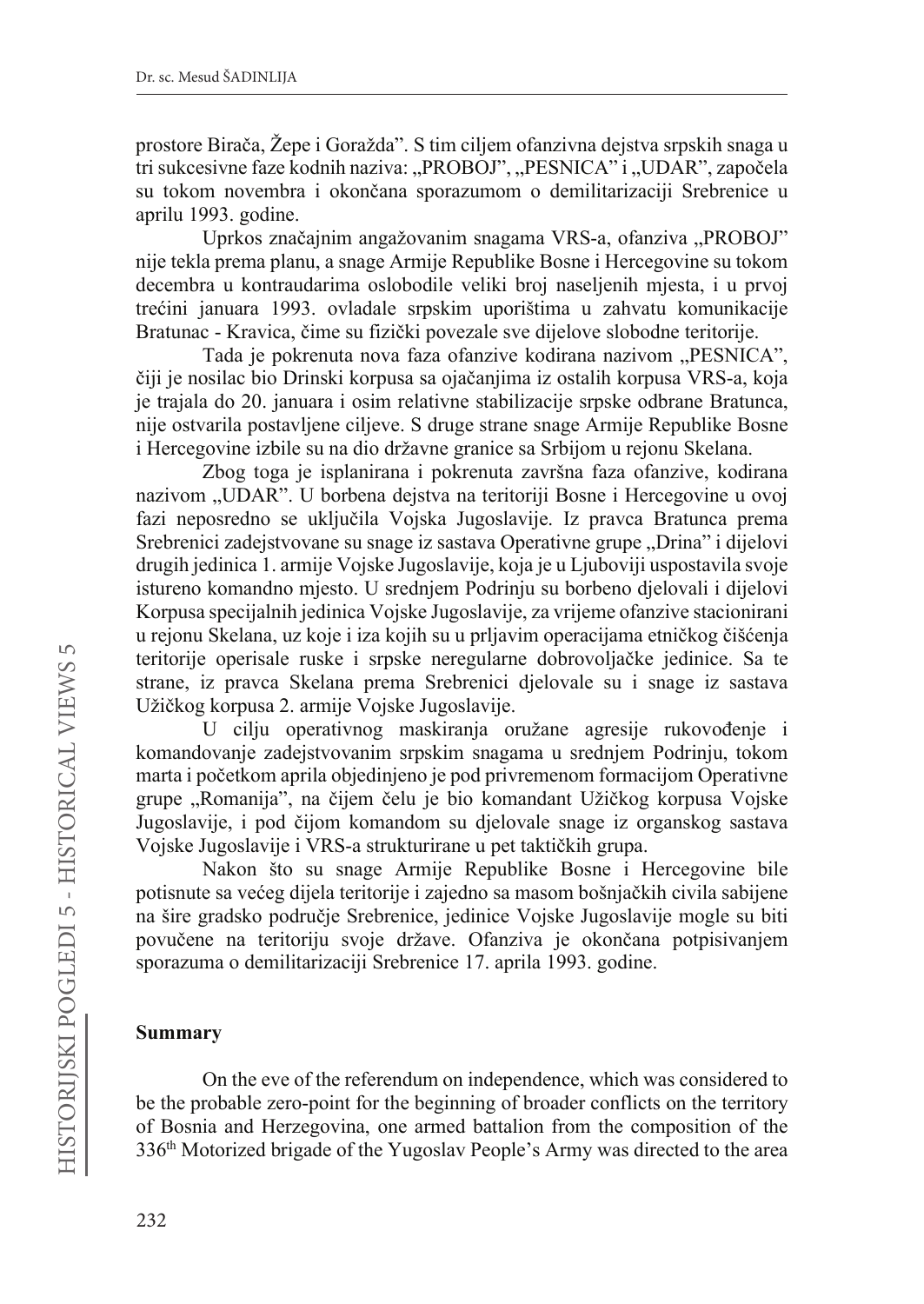prostore Birača, Žepe i Goražda". S tim ciljem ofanzivna dejstva srpskih snaga u tri sukcesivne faze kodnih naziva: „PROBOJ", „PESNICA" i „UDAR", započela su tokom novembra i okončana sporazumom o demilitarizaciji Srebrenice u aprilu 1993. godine.

Uprkos značajnim angažovanim snagama VRS-a, ofanziva „PROBOJ" nije tekla prema planu, a snage Armije Republike Bosne i Hercegovine su tokom decembra u kontraudarima oslobodile veliki broj naseljenih mjesta, i u prvoj trećini januara 1993. ovladale srpskim uporištima u zahvatu komunikacije Bratunac - Kravica, čime su fizički povezale sve dijelove slobodne teritorije.

Tada je pokrenuta nova faza ofanzive kodirana nazivom „PESNICA", čiji je nosilac bio Drinski korpusa sa ojačanjima iz ostalih korpusa VRS-a, koja je trajala do 20. januara i osim relativne stabilizacije srpske odbrane Bratunca, nije ostvarila postavljene ciljeve. S druge strane snage Armije Republike Bosne i Hercegovine izbile su na dio državne granice sa Srbijom u rejonu Skelana.

Zbog toga je isplanirana i pokrenuta završna faza ofanzive, kodirana nazivom „UDAR". U borbena dejstva na teritoriji Bosne i Hercegovine u ovoj fazi neposredno se uključila Vojska Jugoslavije. Iz pravca Bratunca prema Srebrenici zadejstvovane su snage iz sastava Operativne grupe „Drina" i dijelovi drugih jedinica 1. armije Vojske Jugoslavije, koja je u Ljuboviji uspostavila svoje istureno komandno mjesto. U srednjem Podrinju su borbeno djelovali i dijelovi Korpusa specijalnih jedinica Vojske Jugoslavije, za vrijeme ofanzive stacionirani u rejonu Skelana, uz koje i iza kojih su u prljavim operacijama etničkog čišćenja teritorije operisale ruske i srpske neregularne dobrovoljačke jedinice. Sa te strane, iz pravca Skelana prema Srebrenici djelovale su i snage iz sastava Užičkog korpusa 2. armije Vojske Jugoslavije.

U cilju operativnog maskiranja oružane agresije rukovođenje i komandovanje zadejstvovanim srpskim snagama u srednjem Podrinju, tokom marta i početkom aprila objedinjeno je pod privremenom formacijom Operativne grupe „Romanija", na čijem čelu je bio komandant Užičkog korpusa Vojske Jugoslavije, i pod čijom komandom su djelovale snage iz organskog sastava Vojske Jugoslavije i VRS-a strukturirane u pet taktičkih grupa.

Nakon što su snage Armije Republike Bosne i Hercegovine bile potisnute sa većeg dijela teritorije i zajedno sa masom bošnjačkih civila sabijene na šire gradsko područje Srebrenice, jedinice Vojske Jugoslavije mogle su biti povučene na teritoriju svoje države. Ofanziva je okončana potpisivanjem sporazuma o demilitarizaciji Srebrenice 17. aprila 1993. godine.

## Summary

On the eve of the referendum on independence, which was considered to be the probable zero-point for the beginning of broader conflicts on the territory of Bosnia and Herzegovina, one armed battalion from the composition of the 336th Motorized brigade of the Yugoslav People's Army was directed to the area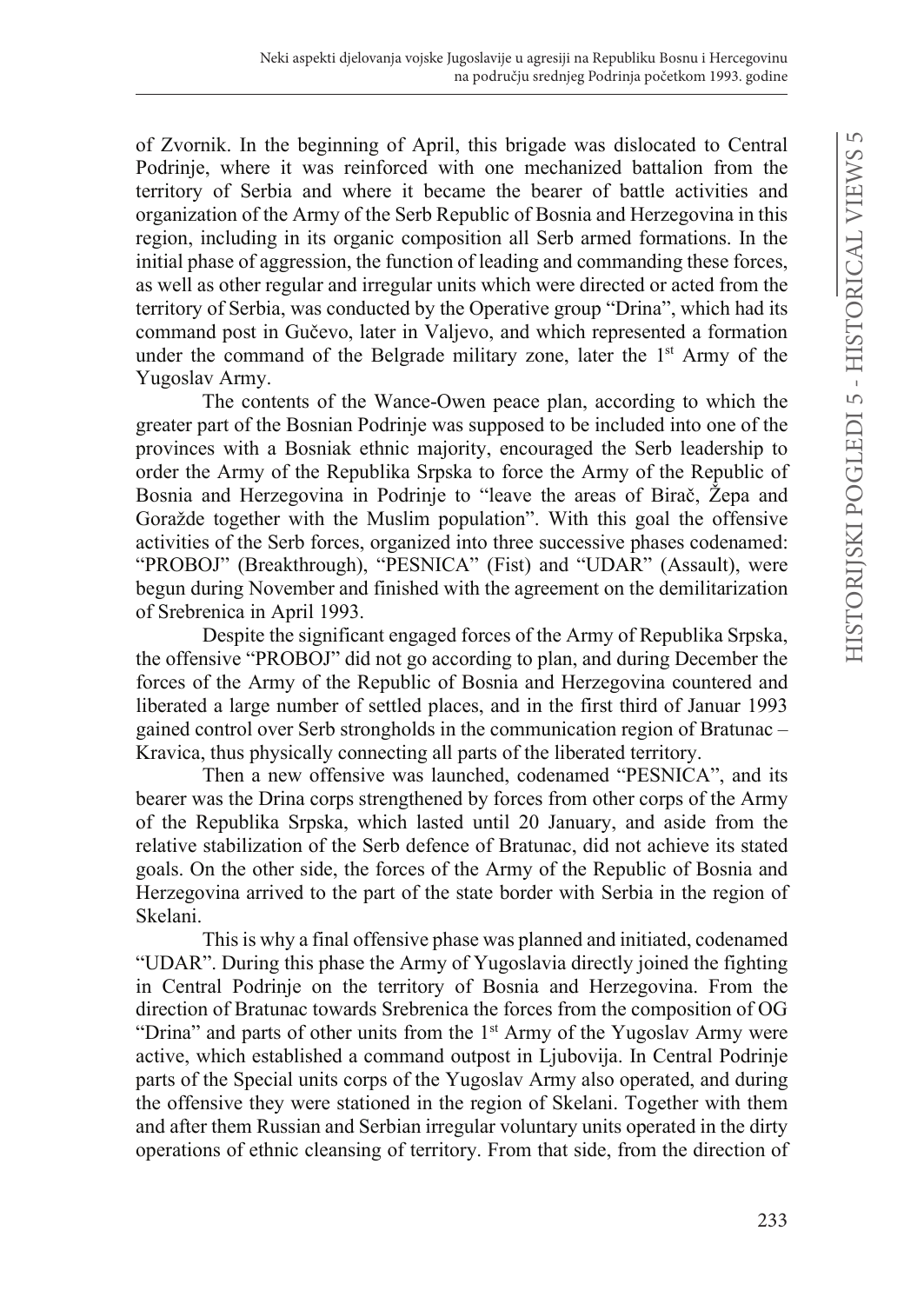of Zvornik. In the beginning of April, this brigade was dislocated to Central Podrinje, where it was reinforced with one mechanized battalion from the territory of Serbia and where it became the bearer of battle activities and organization of the Army of the Serb Republic of Bosnia and Herzegovina in this region, including in its organic composition all Serb armed formations. In the initial phase of aggression, the function of leading and commanding these forces, as well as other regular and irregular units which were directed or acted from the territory of Serbia, was conducted by the Operative group "Drina", which had its command post in Gučevo, later in Valjevo, and which represented a formation under the command of the Belgrade military zone, later the 1st Army of the Yugoslav Army.

The contents of the Wance-Owen peace plan, according to which the greater part of the Bosnian Podrinje was supposed to be included into one of the provinces with a Bosniak ethnic majority, encouraged the Serb leadership to order the Army of the Republika Srpska to force the Army of the Republic of Bosnia and Herzegovina in Podrinje to "leave the areas of Birač, Žepa and Goražde together with the Muslim population". With this goal the offensive activities of the Serb forces, organized into three successive phases codenamed: "PROBOJ" (Breakthrough), "PESNICA" (Fist) and "UDAR" (Assault), were begun during November and finished with the agreement on the demilitarization of Srebrenica in April 1993.

Despite the significant engaged forces of the Army of Republika Srpska, the offensive "PROBOJ" did not go according to plan, and during December the forces of the Army of the Republic of Bosnia and Herzegovina countered and liberated a large number of settled places, and in the first third of Januar 1993 gained control over Serb strongholds in the communication region of Bratunac – Kravica, thus physically connecting all parts of the liberated territory.

Then a new offensive was launched, codenamed "PESNICA", and its bearer was the Drina corps strengthened by forces from other corps of the Army of the Republika Srpska, which lasted until 20 January, and aside from the relative stabilization of the Serb defence of Bratunac, did not achieve its stated goals. On the other side, the forces of the Army of the Republic of Bosnia and Herzegovina arrived to the part of the state border with Serbia in the region of Skelani.

This is why a final offensive phase was planned and initiated, codenamed "UDAR". During this phase the Army of Yugoslavia directly joined the fighting in Central Podrinje on the territory of Bosnia and Herzegovina. From the direction of Bratunac towards Srebrenica the forces from the composition of OG "Drina" and parts of other units from the 1st Army of the Yugoslav Army were active, which established a command outpost in Ljubovija. In Central Podrinje parts of the Special units corps of the Yugoslav Army also operated, and during the offensive they were stationed in the region of Skelani. Together with them and after them Russian and Serbian irregular voluntary units operated in the dirty operations of ethnic cleansing of territory. From that side, from the direction of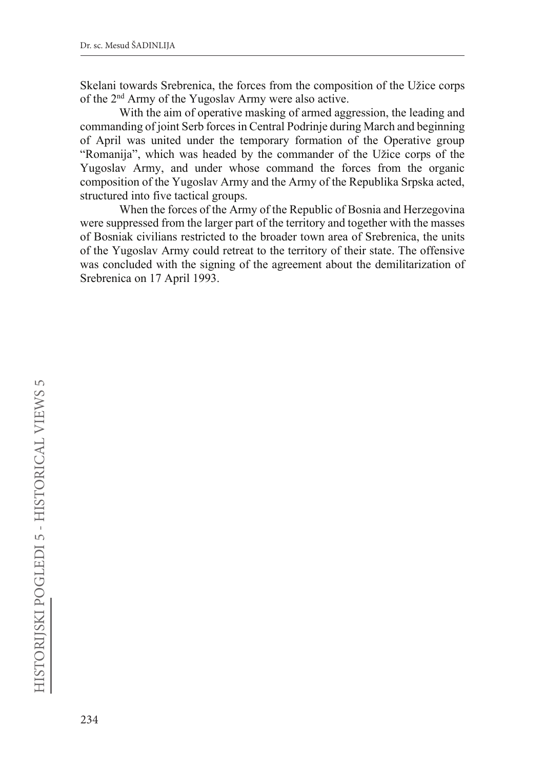Skelani towards Srebrenica, the forces from the composition of the Užice corps of the 2nd Army of the Yugoslav Army were also active.

With the aim of operative masking of armed aggression, the leading and commanding of joint Serb forces in Central Podrinje during March and beginning of April was united under the temporary formation of the Operative group "Romanija", which was headed by the commander of the Užice corps of the Yugoslav Army, and under whose command the forces from the organic composition of the Yugoslav Army and the Army of the Republika Srpska acted, structured into five tactical groups.

When the forces of the Army of the Republic of Bosnia and Herzegovina were suppressed from the larger part of the territory and together with the masses of Bosniak civilians restricted to the broader town area of Srebrenica, the units of the Yugoslav Army could retreat to the territory of their state. The offensive was concluded with the signing of the agreement about the demilitarization of Srebrenica on 17 April 1993.